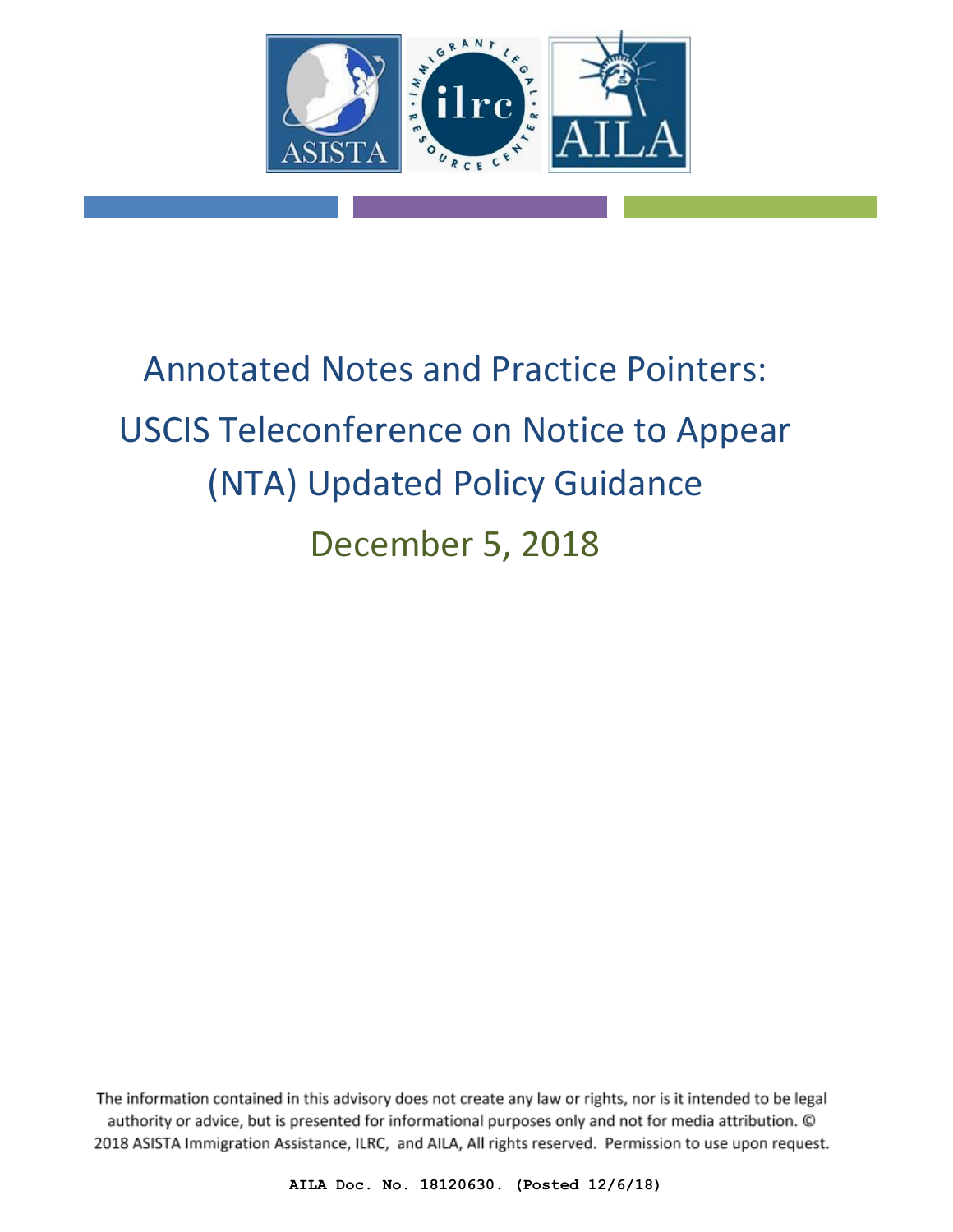ASISTA ilrc IMMIGRANT LEGAL RESOURCE CENTER AILA

# Annotated Notes and Practice Pointers: USCIS Teleconference on Notice to Appear (NTA) Updated Policy Guidance

## December 5, 2018

The information contained in this advisory does not create any law or rights, nor is it intended to be legal authority or advice, but is presented for informational purposes only and not for media attribution. © 2018 ASISTA Immigration Assistance, ILRC, and AILA, All rights reserved. Permission to use upon request.

AILA Doc. No. 18120630. (Posted 12/6/18)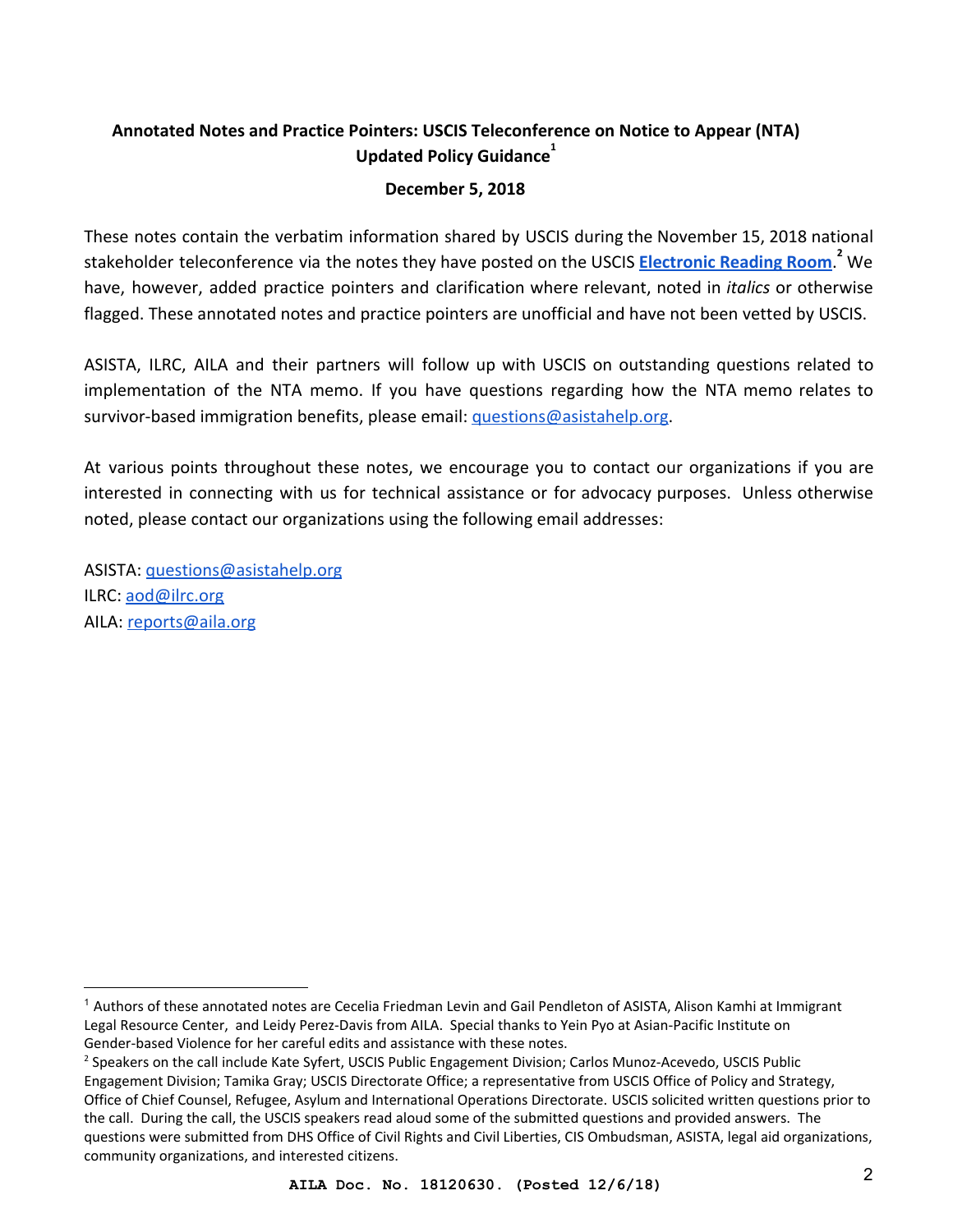**Annotated Notes and Practice Pointers: USCIS Teleconference on Notice to Appear (NTA) Updated Policy Guidance**[1]

**December 5, 2018**

These notes contain the verbatim information shared by USCIS during the November 15, 2018 national stakeholder teleconference via the notes they have posted on the USCIS **Electronic Reading Room**.[2] We have, however, added practice pointers and clarification where relevant, noted in *italics* or otherwise flagged. These annotated notes and practice pointers are unofficial and have not been vetted by USCIS.

ASISTA, ILRC, AILA and their partners will follow up with USCIS on outstanding questions related to implementation of the NTA memo. If you have questions regarding how the NTA memo relates to survivor-based immigration benefits, please email: questions@asistahelp.org.

At various points throughout these notes, we encourage you to contact our organizations if you are interested in connecting with us for technical assistance or for advocacy purposes. Unless otherwise noted, please contact our organizations using the following email addresses:

ASISTA: questions@asistahelp.org
ILRC: aod@ilrc.org
AILA: reports@aila.org

---

[1] Authors of these annotated notes are Cecelia Friedman Levin and Gail Pendleton of ASISTA, Alison Kamhi at Immigrant Legal Resource Center, and Leidy Perez-Davis from AILA. Special thanks to Yein Pyo at Asian-Pacific Institute on Gender-based Violence for her careful edits and assistance with these notes.

[2] Speakers on the call include Kate Syfert, USCIS Public Engagement Division; Carlos Munoz-Acevedo, USCIS Public Engagement Division; Tamika Gray; USCIS Directorate Office; a representative from USCIS Office of Policy and Strategy, Office of Chief Counsel, Refugee, Asylum and International Operations Directorate. USCIS solicited written questions prior to the call. During the call, the USCIS speakers read aloud some of the submitted questions and provided answers. The questions were submitted from DHS Office of Civil Rights and Civil Liberties, CIS Ombudsman, ASISTA, legal aid organizations, community organizations, and interested citizens.

**AILA Doc. No. 18120630. (Posted 12/6/18)**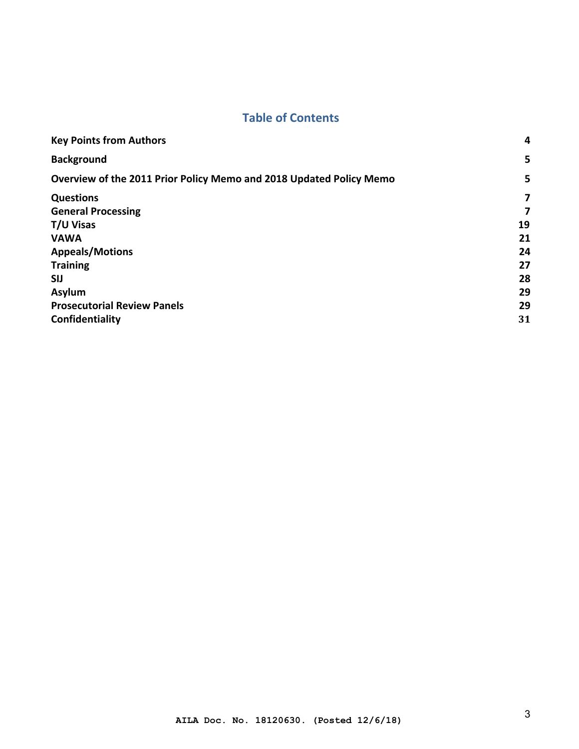## Table of Contents

| | |
|---|---|
| **Key Points from Authors** | **4** |
| **Background** | **5** |
| **Overview of the 2011 Prior Policy Memo and 2018 Updated Policy Memo** | **5** |
| **Questions** | **7** |
| **General Processing** | **7** |
| **T/U Visas** | **19** |
| **VAWA** | **21** |
| **Appeals/Motions** | **24** |
| **Training** | **27** |
| **SIJ** | **28** |
| **Asylum** | **29** |
| **Prosecutorial Review Panels** | **29** |
| **Confidentiality** | **31** |

AILA Doc. No. 18120630. (Posted 12/6/18)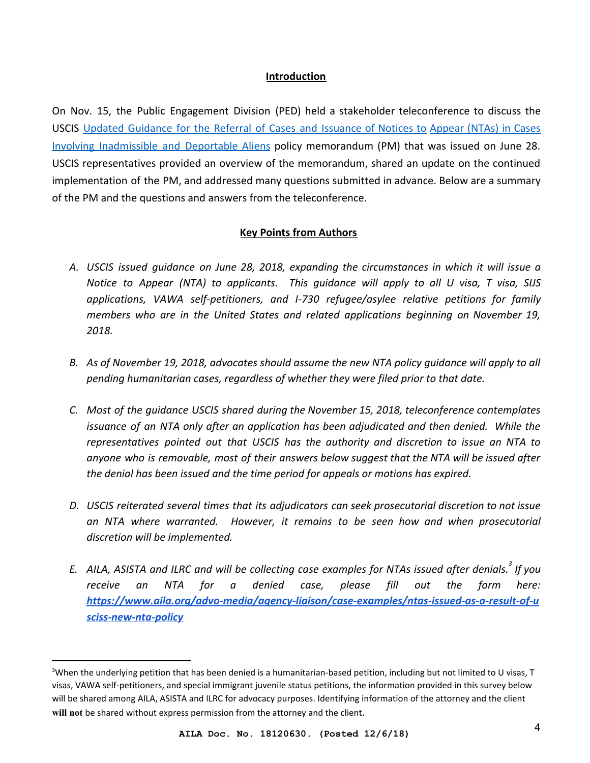## Introduction

On Nov. 15, the Public Engagement Division (PED) held a stakeholder teleconference to discuss the USCIS [Updated Guidance for the Referral of Cases and Issuance of Notices to Appear (NTAs) in Cases Involving Inadmissible and Deportable Aliens](#) policy memorandum (PM) that was issued on June 28. USCIS representatives provided an overview of the memorandum, shared an update on the continued implementation of the PM, and addressed many questions submitted in advance. Below are a summary of the PM and the questions and answers from the teleconference.

## Key Points from Authors

A. *USCIS issued guidance on June 28, 2018, expanding the circumstances in which it will issue a Notice to Appear (NTA) to applicants. This guidance will apply to all U visa, T visa, SIJS applications, VAWA self-petitioners, and I-730 refugee/asylee relative petitions for family members who are in the United States and related applications beginning on November 19, 2018.*

B. *As of November 19, 2018, advocates should assume the new NTA policy guidance will apply to all pending humanitarian cases, regardless of whether they were filed prior to that date.*

C. *Most of the guidance USCIS shared during the November 15, 2018, teleconference contemplates issuance of an NTA only after an application has been adjudicated and then denied. While the representatives pointed out that USCIS has the authority and discretion to issue an NTA to anyone who is removable, most of their answers below suggest that the NTA will be issued after the denial has been issued and the time period for appeals or motions has expired.*

D. *USCIS reiterated several times that its adjudicators can seek prosecutorial discretion to not issue an NTA where warranted. However, it remains to be seen how and when prosecutorial discretion will be implemented.*

E. *AILA, ASISTA and ILRC and will be collecting case examples for NTAs issued after denials.*[3] *If you receive an NTA for a denied case, please fill out the form here:* ***https://www.aila.org/advo-media/agency-liaison/case-examples/ntas-issued-as-a-result-of-uscis-new-nta-policy***

---

[3] When the underlying petition that has been denied is a humanitarian-based petition, including but not limited to U visas, T visas, VAWA self-petitioners, and special immigrant juvenile status petitions, the information provided in this survey below will be shared among AILA, ASISTA and ILRC for advocacy purposes. Identifying information of the attorney and the client **will not** be shared without express permission from the attorney and the client.

**AILA Doc. No. 18120630. (Posted 12/6/18)**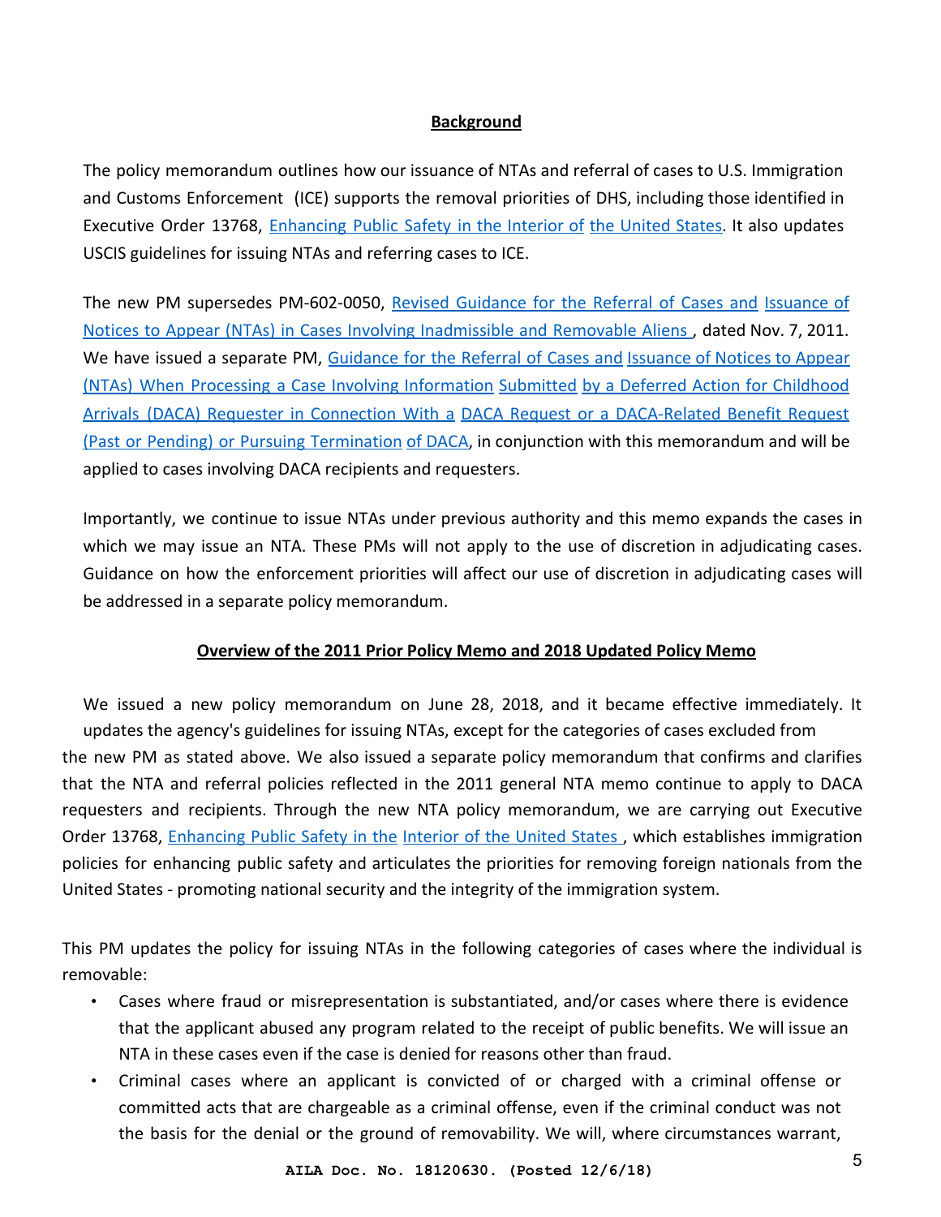**Background**

The policy memorandum outlines how our issuance of NTAs and referral of cases to U.S. Immigration and Customs Enforcement (ICE) supports the removal priorities of DHS, including those identified in Executive Order 13768, Enhancing Public Safety in the Interior of the United States. It also updates USCIS guidelines for issuing NTAs and referring cases to ICE.

The new PM supersedes PM-602-0050, Revised Guidance for the Referral of Cases and Issuance of Notices to Appear (NTAs) in Cases Involving Inadmissible and Removable Aliens, dated Nov. 7, 2011. We have issued a separate PM, Guidance for the Referral of Cases and Issuance of Notices to Appear (NTAs) When Processing a Case Involving Information Submitted by a Deferred Action for Childhood Arrivals (DACA) Requester in Connection With a DACA Request or a DACA-Related Benefit Request (Past or Pending) or Pursuing Termination of DACA, in conjunction with this memorandum and will be applied to cases involving DACA recipients and requesters.

Importantly, we continue to issue NTAs under previous authority and this memo expands the cases in which we may issue an NTA. These PMs will not apply to the use of discretion in adjudicating cases. Guidance on how the enforcement priorities will affect our use of discretion in adjudicating cases will be addressed in a separate policy memorandum.

**Overview of the 2011 Prior Policy Memo and 2018 Updated Policy Memo**

We issued a new policy memorandum on June 28, 2018, and it became effective immediately. It updates the agency's guidelines for issuing NTAs, except for the categories of cases excluded from the new PM as stated above. We also issued a separate policy memorandum that confirms and clarifies that the NTA and referral policies reflected in the 2011 general NTA memo continue to apply to DACA requesters and recipients. Through the new NTA policy memorandum, we are carrying out Executive Order 13768, Enhancing Public Safety in the Interior of the United States, which establishes immigration policies for enhancing public safety and articulates the priorities for removing foreign nationals from the United States - promoting national security and the integrity of the immigration system.

This PM updates the policy for issuing NTAs in the following categories of cases where the individual is removable:

- Cases where fraud or misrepresentation is substantiated, and/or cases where there is evidence that the applicant abused any program related to the receipt of public benefits. We will issue an NTA in these cases even if the case is denied for reasons other than fraud.
- Criminal cases where an applicant is convicted of or charged with a criminal offense or committed acts that are chargeable as a criminal offense, even if the criminal conduct was not the basis for the denial or the ground of removability. We will, where circumstances warrant,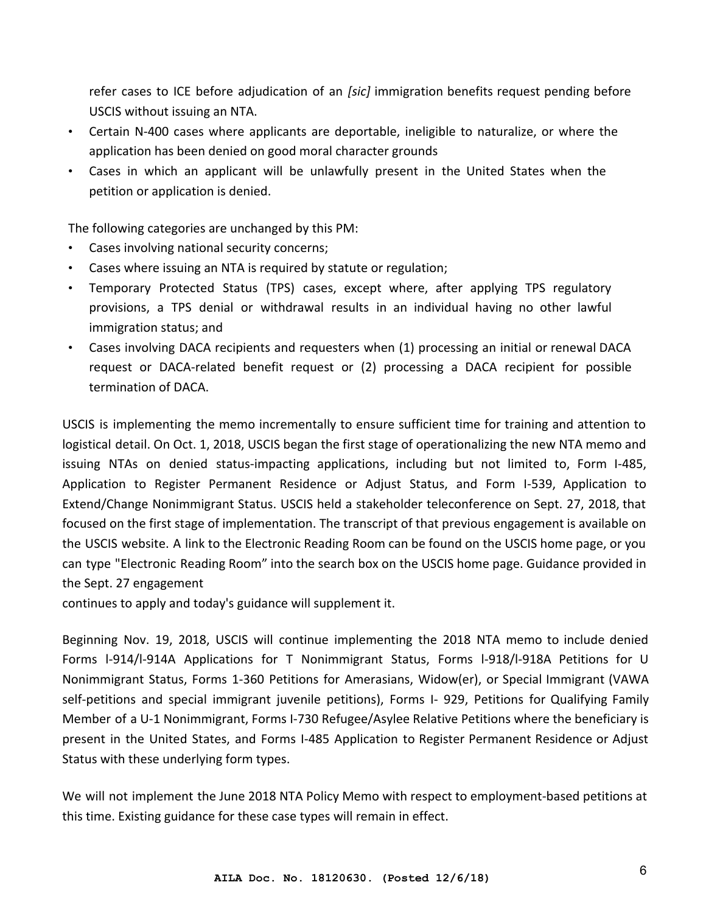refer cases to ICE before adjudication of an *[sic]* immigration benefits request pending before USCIS without issuing an NTA.

- Certain N-400 cases where applicants are deportable, ineligible to naturalize, or where the application has been denied on good moral character grounds
- Cases in which an applicant will be unlawfully present in the United States when the petition or application is denied.

The following categories are unchanged by this PM:

- Cases involving national security concerns;
- Cases where issuing an NTA is required by statute or regulation;
- Temporary Protected Status (TPS) cases, except where, after applying TPS regulatory provisions, a TPS denial or withdrawal results in an individual having no other lawful immigration status; and
- Cases involving DACA recipients and requesters when (1) processing an initial or renewal DACA request or DACA-related benefit request or (2) processing a DACA recipient for possible termination of DACA.

USCIS is implementing the memo incrementally to ensure sufficient time for training and attention to logistical detail. On Oct. 1, 2018, USCIS began the first stage of operationalizing the new NTA memo and issuing NTAs on denied status-impacting applications, including but not limited to, Form I-485, Application to Register Permanent Residence or Adjust Status, and Form I-539, Application to Extend/Change Nonimmigrant Status. USCIS held a stakeholder teleconference on Sept. 27, 2018, that focused on the first stage of implementation. The transcript of that previous engagement is available on the USCIS website. A link to the Electronic Reading Room can be found on the USCIS home page, or you can type "Electronic Reading Room" into the search box on the USCIS home page. Guidance provided in the Sept. 27 engagement
continues to apply and today's guidance will supplement it.

Beginning Nov. 19, 2018, USCIS will continue implementing the 2018 NTA memo to include denied Forms l-914/l-914A Applications for T Nonimmigrant Status, Forms l-918/l-918A Petitions for U Nonimmigrant Status, Forms 1-360 Petitions for Amerasians, Widow(er), or Special Immigrant (VAWA self-petitions and special immigrant juvenile petitions), Forms I- 929, Petitions for Qualifying Family Member of a U-1 Nonimmigrant, Forms I-730 Refugee/Asylee Relative Petitions where the beneficiary is present in the United States, and Forms I-485 Application to Register Permanent Residence or Adjust Status with these underlying form types.

We will not implement the June 2018 NTA Policy Memo with respect to employment-based petitions at this time. Existing guidance for these case types will remain in effect.

**AILA Doc. No. 18120630. (Posted 12/6/18)**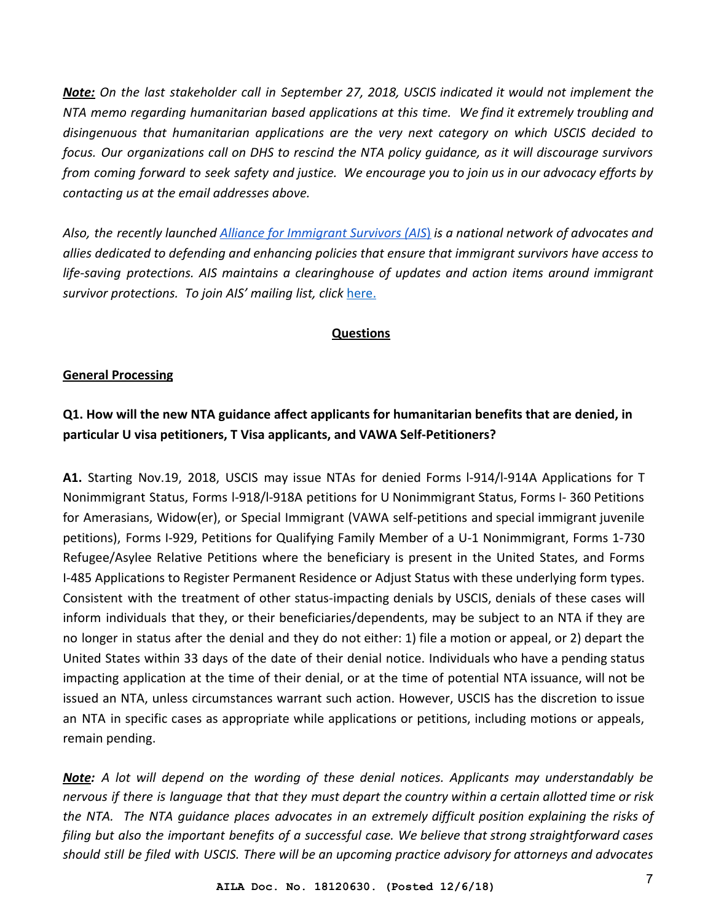***Note:*** *On the last stakeholder call in September 27, 2018, USCIS indicated it would not implement the NTA memo regarding humanitarian based applications at this time. We find it extremely troubling and disingenuous that humanitarian applications are the very next category on which USCIS decided to focus. Our organizations call on DHS to rescind the NTA policy guidance, as it will discourage survivors from coming forward to seek safety and justice. We encourage you to join us in our advocacy efforts by contacting us at the email addresses above.*

*Also, the recently launched [Alliance for Immigrant Survivors (AIS)](#) is a national network of advocates and allies dedicated to defending and enhancing policies that ensure that immigrant survivors have access to life-saving protections. AIS maintains a clearinghouse of updates and action items around immigrant survivor protections. To join AIS' mailing list, click* [here.](#)

## Questions

### General Processing

**Q1. How will the new NTA guidance affect applicants for humanitarian benefits that are denied, in particular U visa petitioners, T Visa applicants, and VAWA Self-Petitioners?**

**A1.** Starting Nov.19, 2018, USCIS may issue NTAs for denied Forms I-914/I-914A Applications for T Nonimmigrant Status, Forms I-918/I-918A petitions for U Nonimmigrant Status, Forms I- 360 Petitions for Amerasians, Widow(er), or Special Immigrant (VAWA self-petitions and special immigrant juvenile petitions), Forms I-929, Petitions for Qualifying Family Member of a U-1 Nonimmigrant, Forms 1-730 Refugee/Asylee Relative Petitions where the beneficiary is present in the United States, and Forms I-485 Applications to Register Permanent Residence or Adjust Status with these underlying form types. Consistent with the treatment of other status-impacting denials by USCIS, denials of these cases will inform individuals that they, or their beneficiaries/dependents, may be subject to an NTA if they are no longer in status after the denial and they do not either: 1) file a motion or appeal, or 2) depart the United States within 33 days of the date of their denial notice. Individuals who have a pending status impacting application at the time of their denial, or at the time of potential NTA issuance, will not be issued an NTA, unless circumstances warrant such action. However, USCIS has the discretion to issue an NTA in specific cases as appropriate while applications or petitions, including motions or appeals, remain pending.

***Note:*** *A lot will depend on the wording of these denial notices. Applicants may understandably be nervous if there is language that that they must depart the country within a certain allotted time or risk the NTA. The NTA guidance places advocates in an extremely difficult position explaining the risks of filing but also the important benefits of a successful case. We believe that strong straightforward cases should still be filed with USCIS. There will be an upcoming practice advisory for attorneys and advocates*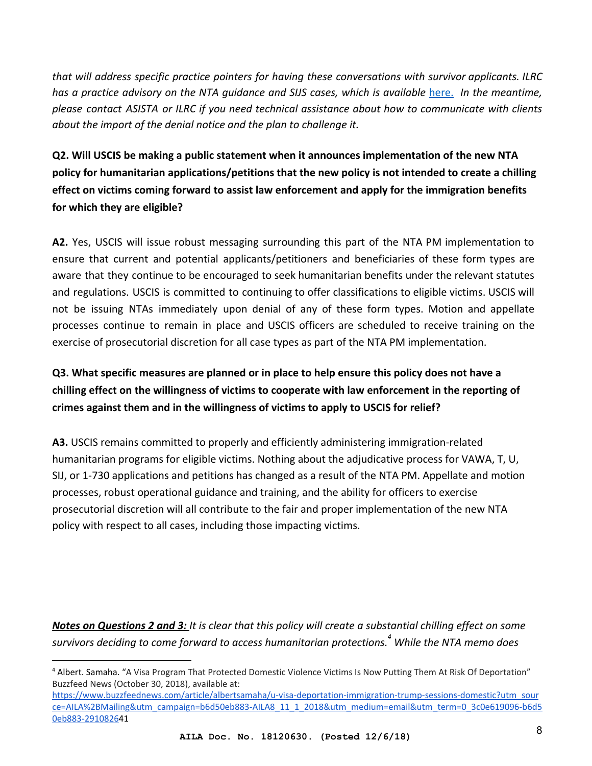*that will address specific practice pointers for having these conversations with survivor applicants. ILRC has a practice advisory on the NTA guidance and SIJS cases, which is available [here.](here) In the meantime, please contact ASISTA or ILRC if you need technical assistance about how to communicate with clients about the import of the denial notice and the plan to challenge it.*

**Q2. Will USCIS be making a public statement when it announces implementation of the new NTA policy for humanitarian applications/petitions that the new policy is not intended to create a chilling effect on victims coming forward to assist law enforcement and apply for the immigration benefits for which they are eligible?**

**A2.** Yes, USCIS will issue robust messaging surrounding this part of the NTA PM implementation to ensure that current and potential applicants/petitioners and beneficiaries of these form types are aware that they continue to be encouraged to seek humanitarian benefits under the relevant statutes and regulations. USCIS is committed to continuing to offer classifications to eligible victims. USCIS will not be issuing NTAs immediately upon denial of any of these form types. Motion and appellate processes continue to remain in place and USCIS officers are scheduled to receive training on the exercise of prosecutorial discretion for all case types as part of the NTA PM implementation.

**Q3. What specific measures are planned or in place to help ensure this policy does not have a chilling effect on the willingness of victims to cooperate with law enforcement in the reporting of crimes against them and in the willingness of victims to apply to USCIS for relief?**

**A3.** USCIS remains committed to properly and efficiently administering immigration-related humanitarian programs for eligible victims. Nothing about the adjudicative process for VAWA, T, U, SIJ, or 1-730 applications and petitions has changed as a result of the NTA PM. Appellate and motion processes, robust operational guidance and training, and the ability for officers to exercise prosecutorial discretion will all contribute to the fair and proper implementation of the new NTA policy with respect to all cases, including those impacting victims.

***Notes on Questions 2 and 3:*** *It is clear that this policy will create a substantial chilling effect on some survivors deciding to come forward to access humanitarian protections.*[4] *While the NTA memo does*

[4] Albert. Samaha. "A Visa Program That Protected Domestic Violence Victims Is Now Putting Them At Risk Of Deportation" Buzzfeed News (October 30, 2018), available at: https://www.buzzfeednews.com/article/albertsamaha/u-visa-deportation-immigration-trump-sessions-domestic?utm_source=AILA%2BMailing&utm_campaign=b6d50eb883-AILA8_11_1_2018&utm_medium=email&utm_term=0_3c0e619096-b6d50eb883-29108264​1

AILA Doc. No. 18120630. (Posted 12/6/18)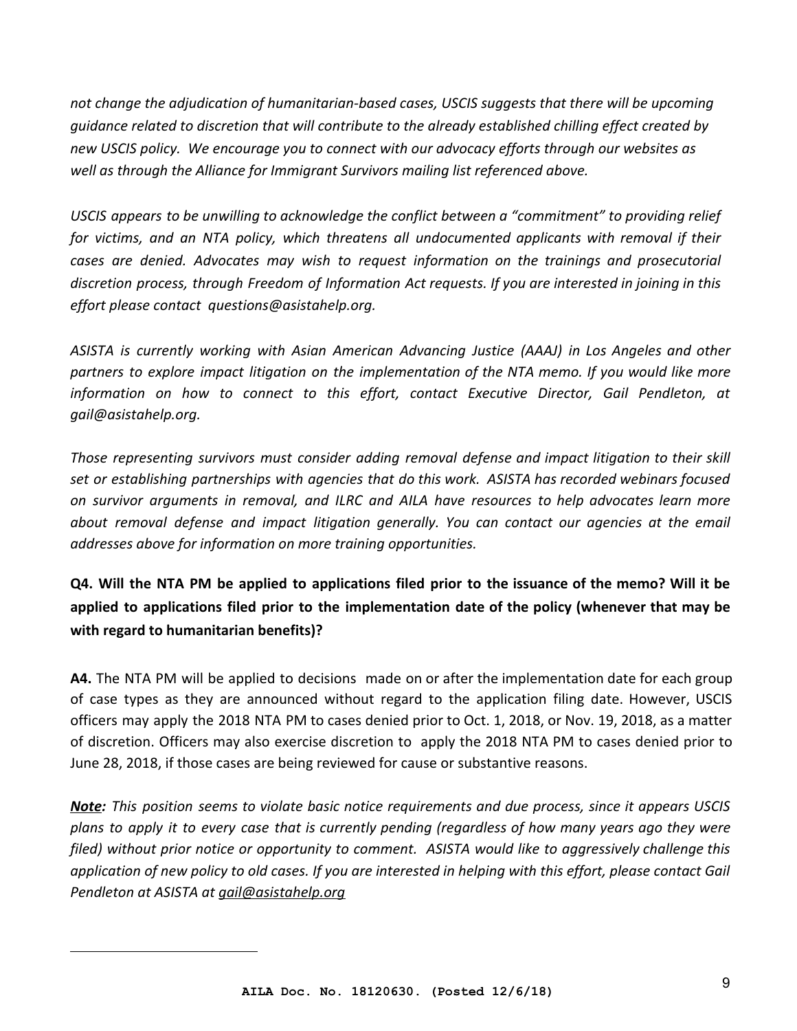*not change the adjudication of humanitarian-based cases, USCIS suggests that there will be upcoming guidance related to discretion that will contribute to the already established chilling effect created by new USCIS policy. We encourage you to connect with our advocacy efforts through our websites as well as through the Alliance for Immigrant Survivors mailing list referenced above.*

*USCIS appears to be unwilling to acknowledge the conflict between a "commitment" to providing relief for victims, and an NTA policy, which threatens all undocumented applicants with removal if their cases are denied. Advocates may wish to request information on the trainings and prosecutorial discretion process, through Freedom of Information Act requests. If you are interested in joining in this effort please contact questions@asistahelp.org.*

*ASISTA is currently working with Asian American Advancing Justice (AAAJ) in Los Angeles and other partners to explore impact litigation on the implementation of the NTA memo. If you would like more information on how to connect to this effort, contact Executive Director, Gail Pendleton, at gail@asistahelp.org.*

*Those representing survivors must consider adding removal defense and impact litigation to their skill set or establishing partnerships with agencies that do this work. ASISTA has recorded webinars focused on survivor arguments in removal, and ILRC and AILA have resources to help advocates learn more about removal defense and impact litigation generally. You can contact our agencies at the email addresses above for information on more training opportunities.*

**Q4. Will the NTA PM be applied to applications filed prior to the issuance of the memo? Will it be applied to applications filed prior to the implementation date of the policy (whenever that may be with regard to humanitarian benefits)?**

**A4.** The NTA PM will be applied to decisions made on or after the implementation date for each group of case types as they are announced without regard to the application filing date. However, USCIS officers may apply the 2018 NTA PM to cases denied prior to Oct. 1, 2018, or Nov. 19, 2018, as a matter of discretion. Officers may also exercise discretion to apply the 2018 NTA PM to cases denied prior to June 28, 2018, if those cases are being reviewed for cause or substantive reasons.

***Note:*** *This position seems to violate basic notice requirements and due process, since it appears USCIS plans to apply it to every case that is currently pending (regardless of how many years ago they were filed) without prior notice or opportunity to comment. ASISTA would like to aggressively challenge this application of new policy to old cases. If you are interested in helping with this effort, please contact Gail Pendleton at ASISTA at gail@asistahelp.org*

AILA Doc. No. 18120630. (Posted 12/6/18)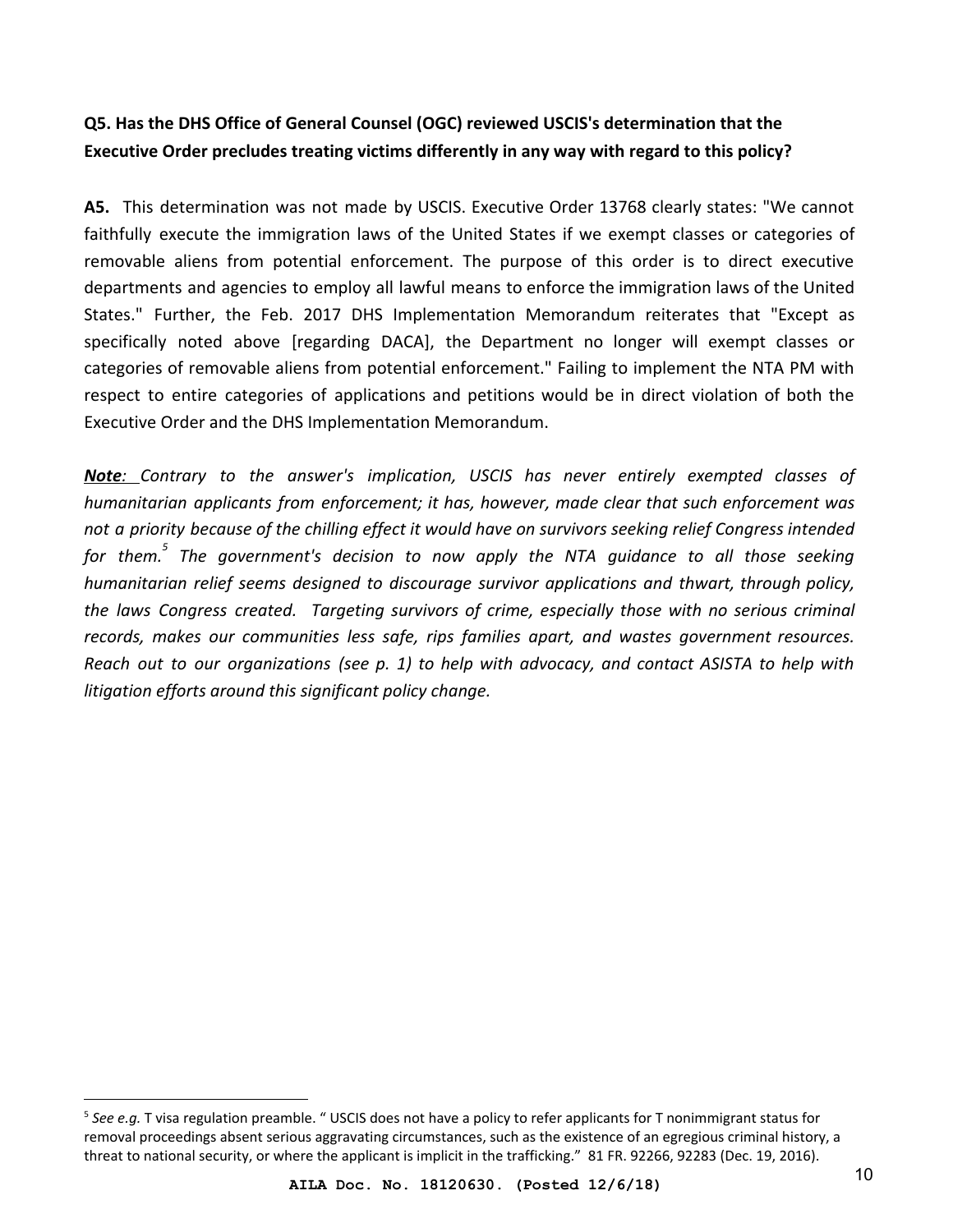**Q5. Has the DHS Office of General Counsel (OGC) reviewed USCIS's determination that the Executive Order precludes treating victims differently in any way with regard to this policy?**

**A5.** This determination was not made by USCIS. Executive Order 13768 clearly states: "We cannot faithfully execute the immigration laws of the United States if we exempt classes or categories of removable aliens from potential enforcement. The purpose of this order is to direct executive departments and agencies to employ all lawful means to enforce the immigration laws of the United States." Further, the Feb. 2017 DHS Implementation Memorandum reiterates that "Except as specifically noted above [regarding DACA], the Department no longer will exempt classes or categories of removable aliens from potential enforcement." Failing to implement the NTA PM with respect to entire categories of applications and petitions would be in direct violation of both the Executive Order and the DHS Implementation Memorandum.

***Note**: Contrary to the answer's implication, USCIS has never entirely exempted classes of humanitarian applicants from enforcement; it has, however, made clear that such enforcement was not a priority because of the chilling effect it would have on survivors seeking relief Congress intended for them.[5] The government's decision to now apply the NTA guidance to all those seeking humanitarian relief seems designed to discourage survivor applications and thwart, through policy, the laws Congress created. Targeting survivors of crime, especially those with no serious criminal records, makes our communities less safe, rips families apart, and wastes government resources. Reach out to our organizations (see p. 1) to help with advocacy, and contact ASISTA to help with litigation efforts around this significant policy change.*

---

[5] *See e.g.* T visa regulation preamble. " USCIS does not have a policy to refer applicants for T nonimmigrant status for removal proceedings absent serious aggravating circumstances, such as the existence of an egregious criminal history, a threat to national security, or where the applicant is implicit in the trafficking." 81 FR. 92266, 92283 (Dec. 19, 2016).

**AILA Doc. No. 18120630. (Posted 12/6/18)**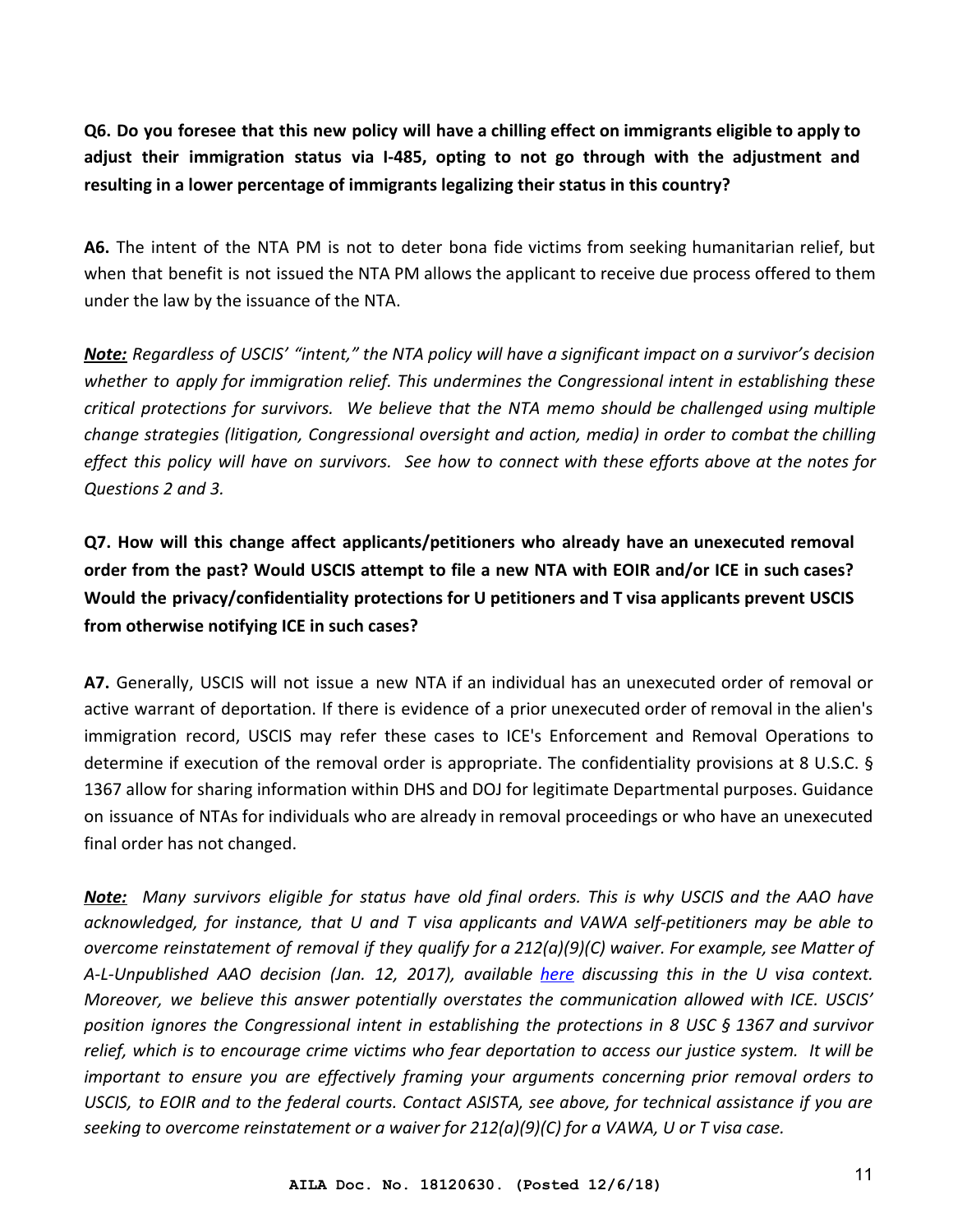**Q6. Do you foresee that this new policy will have a chilling effect on immigrants eligible to apply to adjust their immigration status via I-485, opting to not go through with the adjustment and resulting in a lower percentage of immigrants legalizing their status in this country?**

**A6.** The intent of the NTA PM is not to deter bona fide victims from seeking humanitarian relief, but when that benefit is not issued the NTA PM allows the applicant to receive due process offered to them under the law by the issuance of the NTA.

***Note:*** *Regardless of USCIS' "intent," the NTA policy will have a significant impact on a survivor's decision whether to apply for immigration relief. This undermines the Congressional intent in establishing these critical protections for survivors. We believe that the NTA memo should be challenged using multiple change strategies (litigation, Congressional oversight and action, media) in order to combat the chilling effect this policy will have on survivors. See how to connect with these efforts above at the notes for Questions 2 and 3.*

**Q7. How will this change affect applicants/petitioners who already have an unexecuted removal order from the past? Would USCIS attempt to file a new NTA with EOIR and/or ICE in such cases? Would the privacy/confidentiality protections for U petitioners and T visa applicants prevent USCIS from otherwise notifying ICE in such cases?**

**A7.** Generally, USCIS will not issue a new NTA if an individual has an unexecuted order of removal or active warrant of deportation. If there is evidence of a prior unexecuted order of removal in the alien's immigration record, USCIS may refer these cases to ICE's Enforcement and Removal Operations to determine if execution of the removal order is appropriate. The confidentiality provisions at 8 U.S.C. § 1367 allow for sharing information within DHS and DOJ for legitimate Departmental purposes. Guidance on issuance of NTAs for individuals who are already in removal proceedings or who have an unexecuted final order has not changed.

***Note:*** *Many survivors eligible for status have old final orders. This is why USCIS and the AAO have acknowledged, for instance, that U and T visa applicants and VAWA self-petitioners may be able to overcome reinstatement of removal if they qualify for a 212(a)(9)(C) waiver. For example, see Matter of A-L-Unpublished AAO decision (Jan. 12, 2017), available [here](#) discussing this in the U visa context. Moreover, we believe this answer potentially overstates the communication allowed with ICE. USCIS' position ignores the Congressional intent in establishing the protections in 8 USC § 1367 and survivor relief, which is to encourage crime victims who fear deportation to access our justice system. It will be important to ensure you are effectively framing your arguments concerning prior removal orders to USCIS, to EOIR and to the federal courts. Contact ASISTA, see above, for technical assistance if you are seeking to overcome reinstatement or a waiver for 212(a)(9)(C) for a VAWA, U or T visa case.*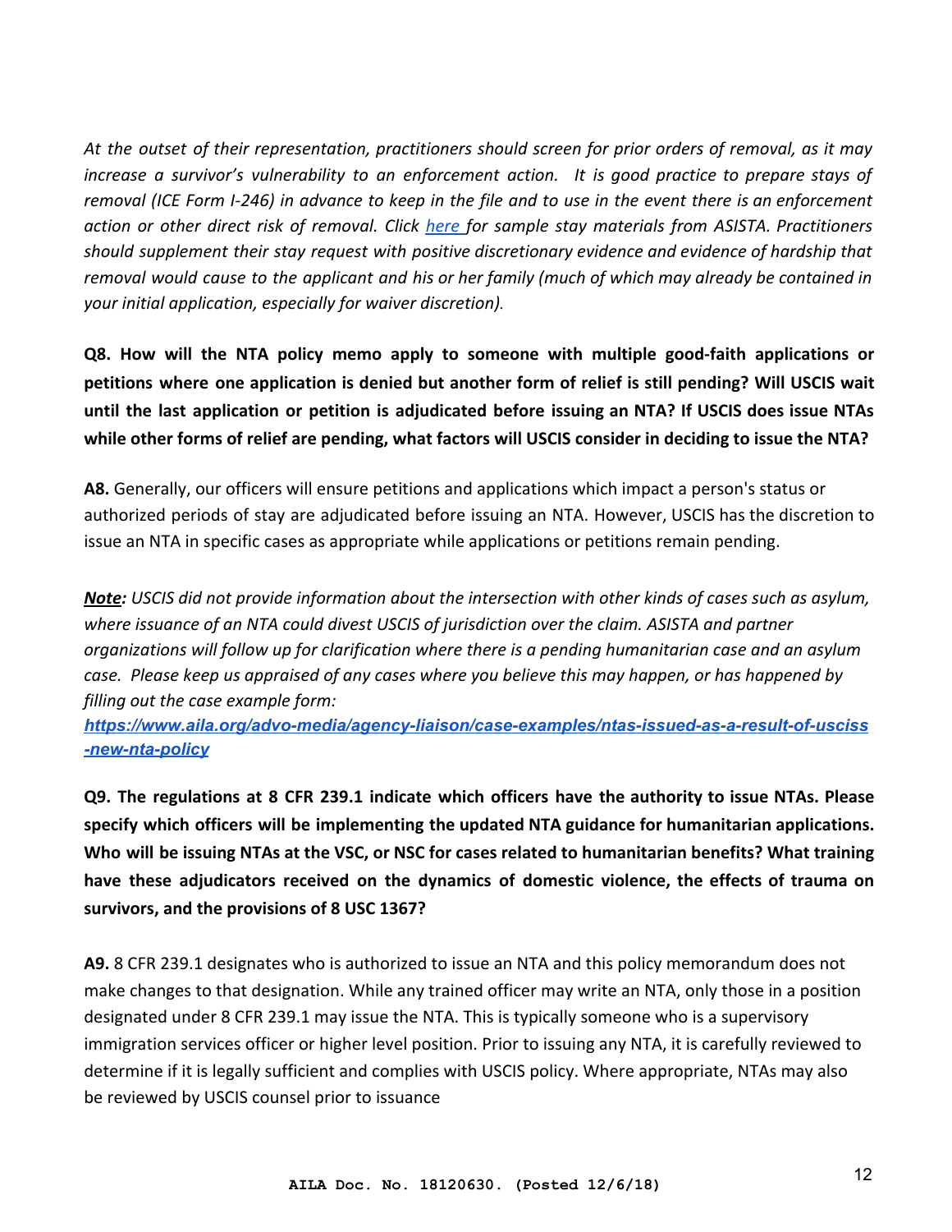*At the outset of their representation, practitioners should screen for prior orders of removal, as it may increase a survivor's vulnerability to an enforcement action. It is good practice to prepare stays of removal (ICE Form I-246) in advance to keep in the file and to use in the event there is an enforcement action or other direct risk of removal. Click [here](#) for sample stay materials from ASISTA. Practitioners should supplement their stay request with positive discretionary evidence and evidence of hardship that removal would cause to the applicant and his or her family (much of which may already be contained in your initial application, especially for waiver discretion).*

**Q8. How will the NTA policy memo apply to someone with multiple good-faith applications or petitions where one application is denied but another form of relief is still pending? Will USCIS wait until the last application or petition is adjudicated before issuing an NTA? If USCIS does issue NTAs while other forms of relief are pending, what factors will USCIS consider in deciding to issue the NTA?**

**A8.** Generally, our officers will ensure petitions and applications which impact a person's status or authorized periods of stay are adjudicated before issuing an NTA. However, USCIS has the discretion to issue an NTA in specific cases as appropriate while applications or petitions remain pending.

***Note:*** *USCIS did not provide information about the intersection with other kinds of cases such as asylum, where issuance of an NTA could divest USCIS of jurisdiction over the claim. ASISTA and partner organizations will follow up for clarification where there is a pending humanitarian case and an asylum case. Please keep us appraised of any cases where you believe this may happen, or has happened by filling out the case example form:*
***[https://www.aila.org/advo-media/agency-liaison/case-examples/ntas-issued-as-a-result-of-usciss-new-nta-policy](https://www.aila.org/advo-media/agency-liaison/case-examples/ntas-issued-as-a-result-of-usciss-new-nta-policy)***

**Q9. The regulations at 8 CFR 239.1 indicate which officers have the authority to issue NTAs. Please specify which officers will be implementing the updated NTA guidance for humanitarian applications. Who will be issuing NTAs at the VSC, or NSC for cases related to humanitarian benefits? What training have these adjudicators received on the dynamics of domestic violence, the effects of trauma on survivors, and the provisions of 8 USC 1367?**

**A9.** 8 CFR 239.1 designates who is authorized to issue an NTA and this policy memorandum does not make changes to that designation. While any trained officer may write an NTA, only those in a position designated under 8 CFR 239.1 may issue the NTA. This is typically someone who is a supervisory immigration services officer or higher level position. Prior to issuing any NTA, it is carefully reviewed to determine if it is legally sufficient and complies with USCIS policy. Where appropriate, NTAs may also be reviewed by USCIS counsel prior to issuance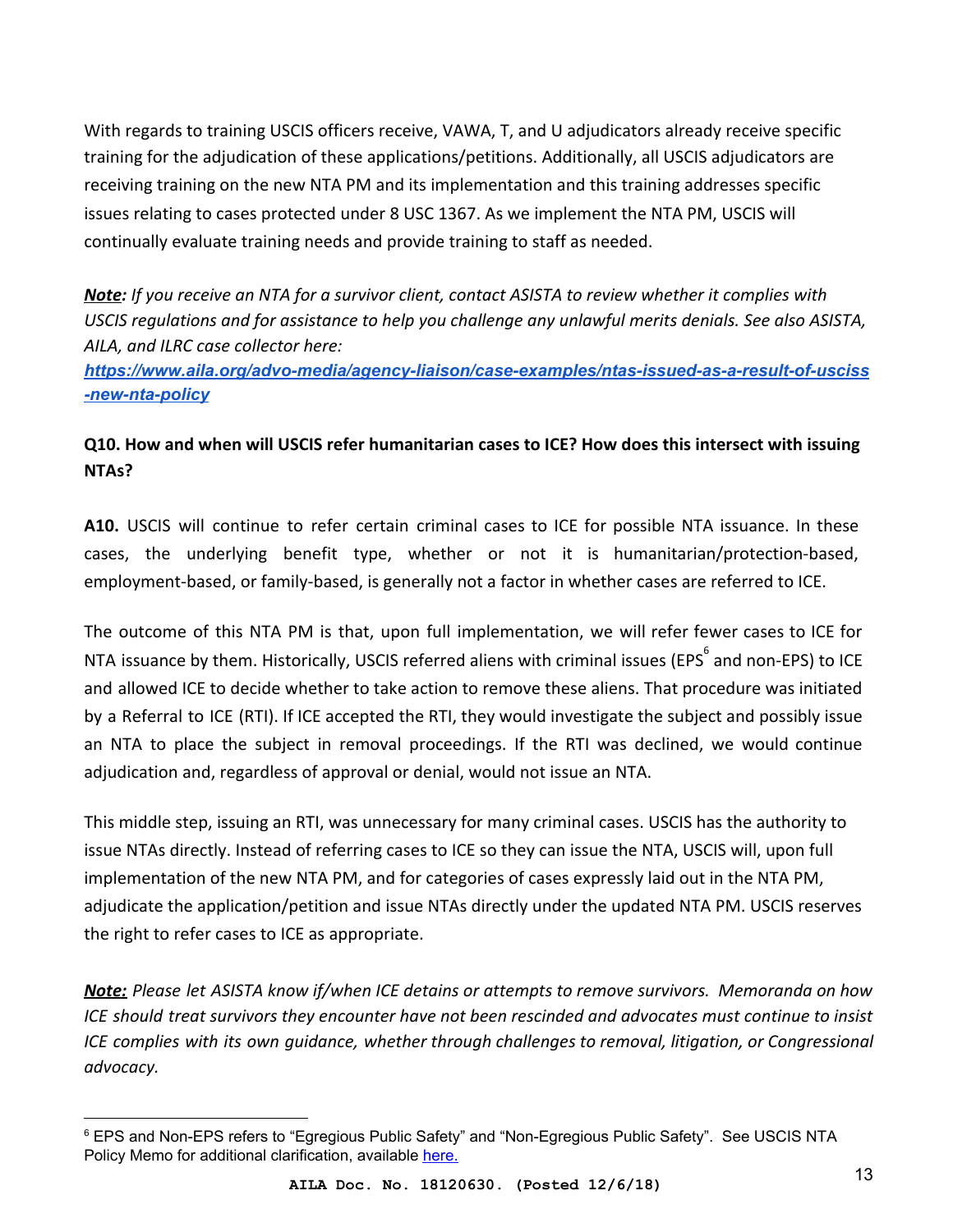With regards to training USCIS officers receive, VAWA, T, and U adjudicators already receive specific training for the adjudication of these applications/petitions. Additionally, all USCIS adjudicators are receiving training on the new NTA PM and its implementation and this training addresses specific issues relating to cases protected under 8 USC 1367. As we implement the NTA PM, USCIS will continually evaluate training needs and provide training to staff as needed.

***Note:*** *If you receive an NTA for a survivor client, contact ASISTA to review whether it complies with USCIS regulations and for assistance to help you challenge any unlawful merits denials. See also ASISTA, AILA, and ILRC case collector here:* ***[https://www.aila.org/advo-media/agency-liaison/case-examples/ntas-issued-as-a-result-of-usciss-new-nta-policy](https://www.aila.org/advo-media/agency-liaison/case-examples/ntas-issued-as-a-result-of-usciss-new-nta-policy)***

**Q10. How and when will USCIS refer humanitarian cases to ICE? How does this intersect with issuing NTAs?**

**A10.** USCIS will continue to refer certain criminal cases to ICE for possible NTA issuance. In these cases, the underlying benefit type, whether or not it is humanitarian/protection-based, employment-based, or family-based, is generally not a factor in whether cases are referred to ICE.

The outcome of this NTA PM is that, upon full implementation, we will refer fewer cases to ICE for NTA issuance by them. Historically, USCIS referred aliens with criminal issues (EPS[6] and non-EPS) to ICE and allowed ICE to decide whether to take action to remove these aliens. That procedure was initiated by a Referral to ICE (RTI). If ICE accepted the RTI, they would investigate the subject and possibly issue an NTA to place the subject in removal proceedings. If the RTI was declined, we would continue adjudication and, regardless of approval or denial, would not issue an NTA.

This middle step, issuing an RTI, was unnecessary for many criminal cases. USCIS has the authority to issue NTAs directly. Instead of referring cases to ICE so they can issue the NTA, USCIS will, upon full implementation of the new NTA PM, and for categories of cases expressly laid out in the NTA PM, adjudicate the application/petition and issue NTAs directly under the updated NTA PM. USCIS reserves the right to refer cases to ICE as appropriate.

***Note:*** *Please let ASISTA know if/when ICE detains or attempts to remove survivors. Memoranda on how ICE should treat survivors they encounter have not been rescinded and advocates must continue to insist ICE complies with its own guidance, whether through challenges to removal, litigation, or Congressional advocacy.*

---

[6] EPS and Non-EPS refers to "Egregious Public Safety" and "Non-Egregious Public Safety". See USCIS NTA Policy Memo for additional clarification, available here.

AILA Doc. No. 18120630. (Posted 12/6/18)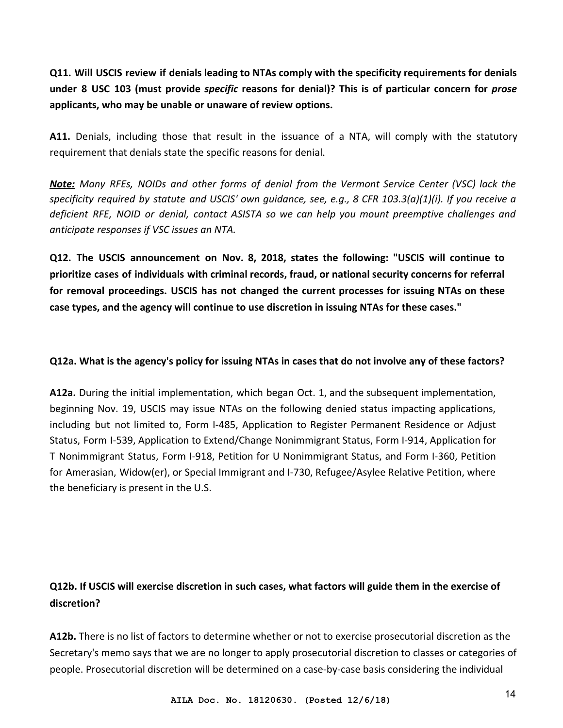**Q11. Will USCIS review if denials leading to NTAs comply with the specificity requirements for denials under 8 USC 103 (must provide *specific* reasons for denial)? This is of particular concern for *prose* applicants, who may be unable or unaware of review options.**

**A11.** Denials, including those that result in the issuance of a NTA, will comply with the statutory requirement that denials state the specific reasons for denial.

***Note:*** *Many RFEs, NOIDs and other forms of denial from the Vermont Service Center (VSC) lack the specificity required by statute and USCIS' own guidance, see, e.g., 8 CFR 103.3(a)(1)(i). If you receive a deficient RFE, NOID or denial, contact ASISTA so we can help you mount preemptive challenges and anticipate responses if VSC issues an NTA.*

**Q12. The USCIS announcement on Nov. 8, 2018, states the following: "USCIS will continue to prioritize cases of individuals with criminal records, fraud, or national security concerns for referral for removal proceedings. USCIS has not changed the current processes for issuing NTAs on these case types, and the agency will continue to use discretion in issuing NTAs for these cases."**

**Q12a. What is the agency's policy for issuing NTAs in cases that do not involve any of these factors?**

**A12a.** During the initial implementation, which began Oct. 1, and the subsequent implementation, beginning Nov. 19, USCIS may issue NTAs on the following denied status impacting applications, including but not limited to, Form I-485, Application to Register Permanent Residence or Adjust Status, Form I-539, Application to Extend/Change Nonimmigrant Status, Form I-914, Application for T Nonimmigrant Status, Form I-918, Petition for U Nonimmigrant Status, and Form I-360, Petition for Amerasian, Widow(er), or Special Immigrant and I-730, Refugee/Asylee Relative Petition, where the beneficiary is present in the U.S.

**Q12b. If USCIS will exercise discretion in such cases, what factors will guide them in the exercise of discretion?**

**A12b.** There is no list of factors to determine whether or not to exercise prosecutorial discretion as the Secretary's memo says that we are no longer to apply prosecutorial discretion to classes or categories of people. Prosecutorial discretion will be determined on a case-by-case basis considering the individual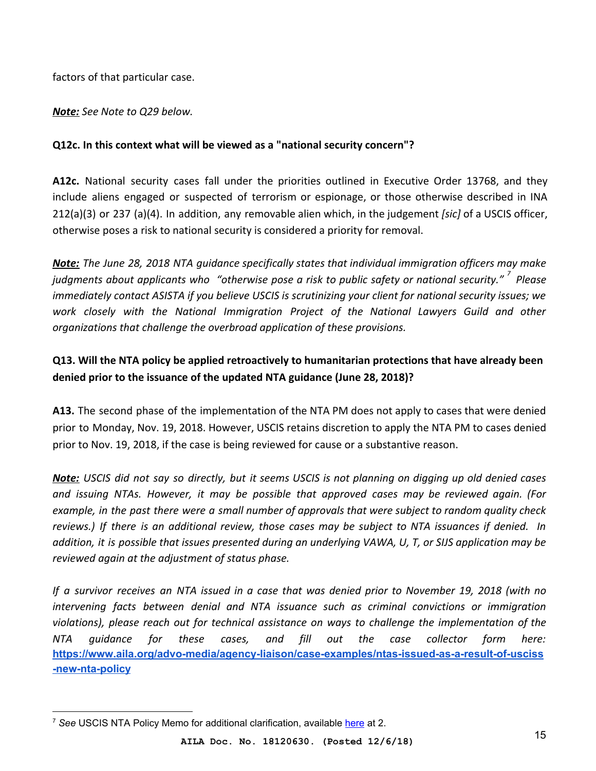factors of that particular case.

***Note:*** *See Note to Q29 below.*

**Q12c. In this context what will be viewed as a "national security concern"?**

**A12c.** National security cases fall under the priorities outlined in Executive Order 13768, and they include aliens engaged or suspected of terrorism or espionage, or those otherwise described in INA 212(a)(3) or 237 (a)(4). In addition, any removable alien which, in the judgement *[sic]* of a USCIS officer, otherwise poses a risk to national security is considered a priority for removal.

***Note:*** *The June 28, 2018 NTA guidance specifically states that individual immigration officers may make judgments about applicants who "otherwise pose a risk to public safety or national security."*[7] *Please immediately contact ASISTA if you believe USCIS is scrutinizing your client for national security issues; we work closely with the National Immigration Project of the National Lawyers Guild and other organizations that challenge the overbroad application of these provisions.*

**Q13. Will the NTA policy be applied retroactively to humanitarian protections that have already been denied prior to the issuance of the updated NTA guidance (June 28, 2018)?**

**A13.** The second phase of the implementation of the NTA PM does not apply to cases that were denied prior to Monday, Nov. 19, 2018. However, USCIS retains discretion to apply the NTA PM to cases denied prior to Nov. 19, 2018, if the case is being reviewed for cause or a substantive reason.

***Note:*** *USCIS did not say so directly, but it seems USCIS is not planning on digging up old denied cases and issuing NTAs. However, it may be possible that approved cases may be reviewed again. (For example, in the past there were a small number of approvals that were subject to random quality check reviews.) If there is an additional review, those cases may be subject to NTA issuances if denied. In addition, it is possible that issues presented during an underlying VAWA, U, T, or SIJS application may be reviewed again at the adjustment of status phase.*

*If a survivor receives an NTA issued in a case that was denied prior to November 19, 2018 (with no intervening facts between denial and NTA issuance such as criminal convictions or immigration violations), please reach out for technical assistance on ways to challenge the implementation of the NTA guidance for these cases, and fill out the case collector form here:* **https://www.aila.org/advo-media/agency-liaison/case-examples/ntas-issued-as-a-result-of-usciss-new-nta-policy**

---

[7] *See* USCIS NTA Policy Memo for additional clarification, available here at 2.

**AILA Doc. No. 18120630. (Posted 12/6/18)**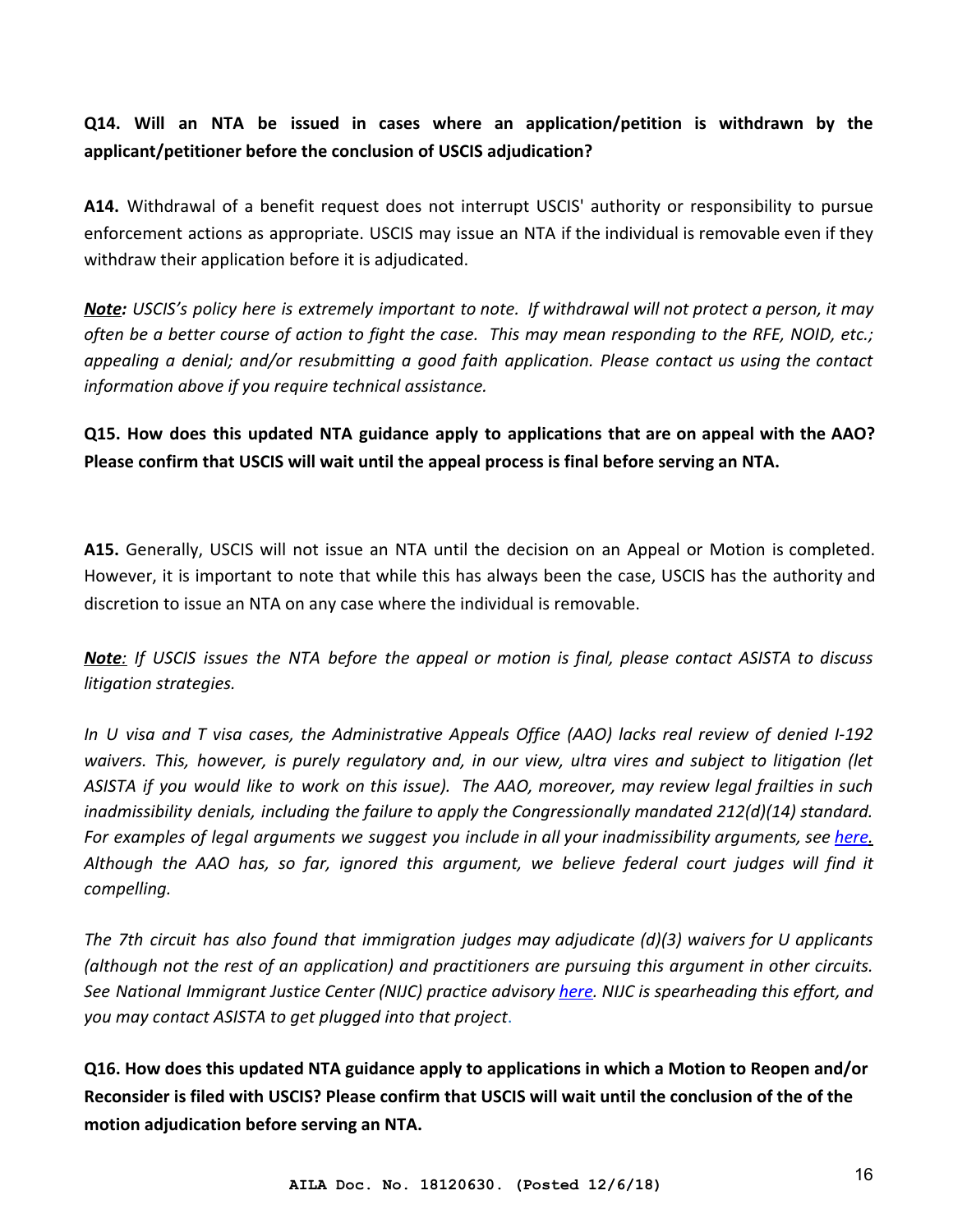**Q14. Will an NTA be issued in cases where an application/petition is withdrawn by the applicant/petitioner before the conclusion of USCIS adjudication?**

**A14.** Withdrawal of a benefit request does not interrupt USCIS' authority or responsibility to pursue enforcement actions as appropriate. USCIS may issue an NTA if the individual is removable even if they withdraw their application before it is adjudicated.

***Note**: USCIS's policy here is extremely important to note. If withdrawal will not protect a person, it may often be a better course of action to fight the case. This may mean responding to the RFE, NOID, etc.; appealing a denial; and/or resubmitting a good faith application. Please contact us using the contact information above if you require technical assistance.*

**Q15. How does this updated NTA guidance apply to applications that are on appeal with the AAO? Please confirm that USCIS will wait until the appeal process is final before serving an NTA.**

**A15.** Generally, USCIS will not issue an NTA until the decision on an Appeal or Motion is completed. However, it is important to note that while this has always been the case, USCIS has the authority and discretion to issue an NTA on any case where the individual is removable.

***Note**: If USCIS issues the NTA before the appeal or motion is final, please contact ASISTA to discuss litigation strategies.*

*In U visa and T visa cases, the Administrative Appeals Office (AAO) lacks real review of denied I-192 waivers. This, however, is purely regulatory and, in our view, ultra vires and subject to litigation (let ASISTA if you would like to work on this issue). The AAO, moreover, may review legal frailties in such inadmissibility denials, including the failure to apply the Congressionally mandated 212(d)(14) standard. For examples of legal arguments we suggest you include in all your inadmissibility arguments, see here. Although the AAO has, so far, ignored this argument, we believe federal court judges will find it compelling.*

*The 7th circuit has also found that immigration judges may adjudicate (d)(3) waivers for U applicants (although not the rest of an application) and practitioners are pursuing this argument in other circuits. See National Immigrant Justice Center (NIJC) practice advisory here. NIJC is spearheading this effort, and you may contact ASISTA to get plugged into that project.*

**Q16. How does this updated NTA guidance apply to applications in which a Motion to Reopen and/or Reconsider is filed with USCIS? Please confirm that USCIS will wait until the conclusion of the of the motion adjudication before serving an NTA.**

AILA Doc. No. 18120630. (Posted 12/6/18)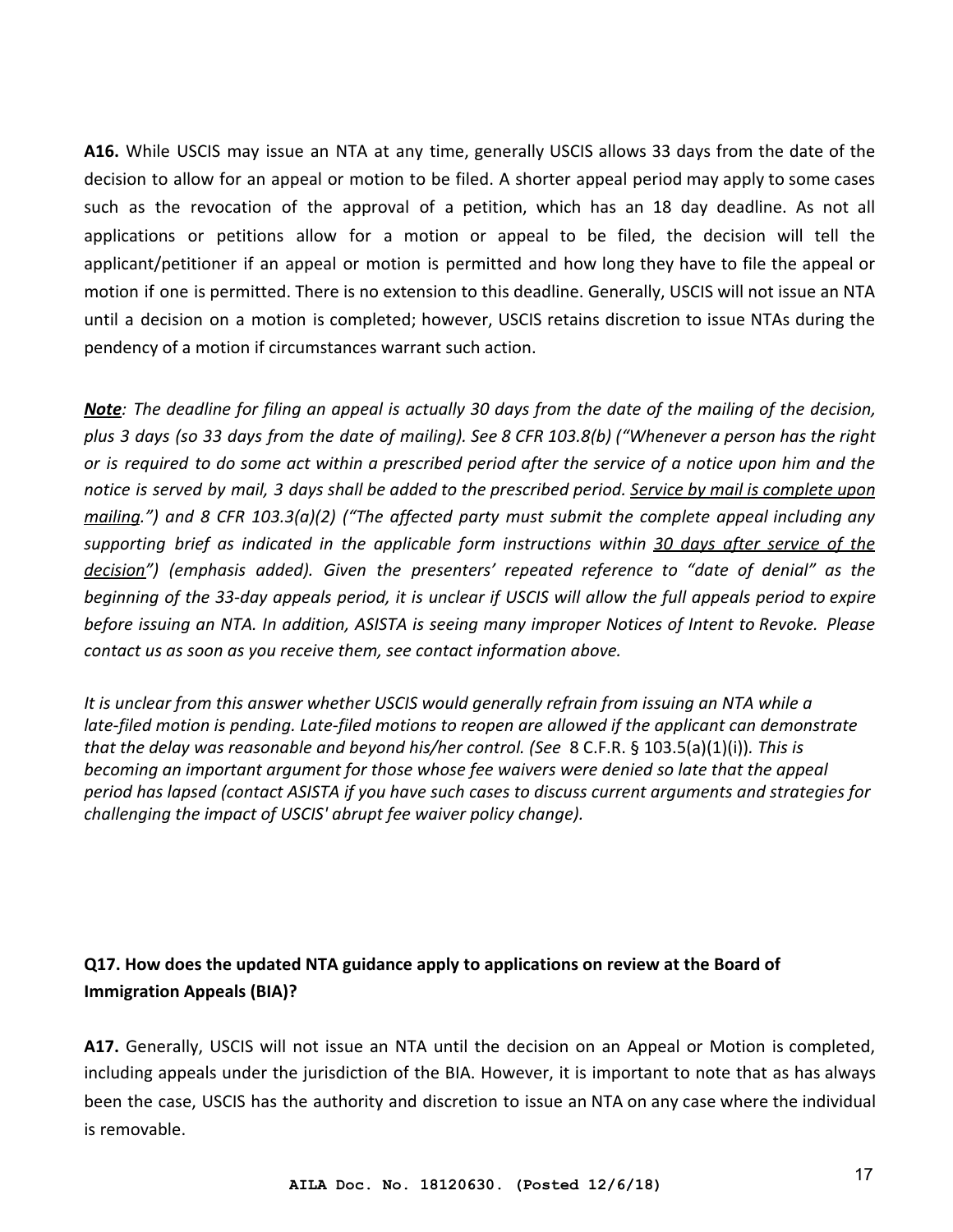**A16.** While USCIS may issue an NTA at any time, generally USCIS allows 33 days from the date of the decision to allow for an appeal or motion to be filed. A shorter appeal period may apply to some cases such as the revocation of the approval of a petition, which has an 18 day deadline. As not all applications or petitions allow for a motion or appeal to be filed, the decision will tell the applicant/petitioner if an appeal or motion is permitted and how long they have to file the appeal or motion if one is permitted. There is no extension to this deadline. Generally, USCIS will not issue an NTA until a decision on a motion is completed; however, USCIS retains discretion to issue NTAs during the pendency of a motion if circumstances warrant such action.

***Note**: The deadline for filing an appeal is actually 30 days from the date of the mailing of the decision, plus 3 days (so 33 days from the date of mailing). See 8 CFR 103.8(b) ("Whenever a person has the right or is required to do some act within a prescribed period after the service of a notice upon him and the notice is served by mail, 3 days shall be added to the prescribed period. Service by mail is complete upon mailing.") and 8 CFR 103.3(a)(2) ("The affected party must submit the complete appeal including any supporting brief as indicated in the applicable form instructions within 30 days after service of the decision") (emphasis added). Given the presenters' repeated reference to "date of denial" as the beginning of the 33-day appeals period, it is unclear if USCIS will allow the full appeals period to expire before issuing an NTA. In addition, ASISTA is seeing many improper Notices of Intent to Revoke. Please contact us as soon as you receive them, see contact information above.*

*It is unclear from this answer whether USCIS would generally refrain from issuing an NTA while a late-filed motion is pending. Late-filed motions to reopen are allowed if the applicant can demonstrate that the delay was reasonable and beyond his/her control. (See* 8 C.F.R. § 103.5(a)(1)(i)). *This is becoming an important argument for those whose fee waivers were denied so late that the appeal period has lapsed (contact ASISTA if you have such cases to discuss current arguments and strategies for challenging the impact of USCIS' abrupt fee waiver policy change).*

**Q17. How does the updated NTA guidance apply to applications on review at the Board of Immigration Appeals (BIA)?**

**A17.** Generally, USCIS will not issue an NTA until the decision on an Appeal or Motion is completed, including appeals under the jurisdiction of the BIA. However, it is important to note that as has always been the case, USCIS has the authority and discretion to issue an NTA on any case where the individual is removable.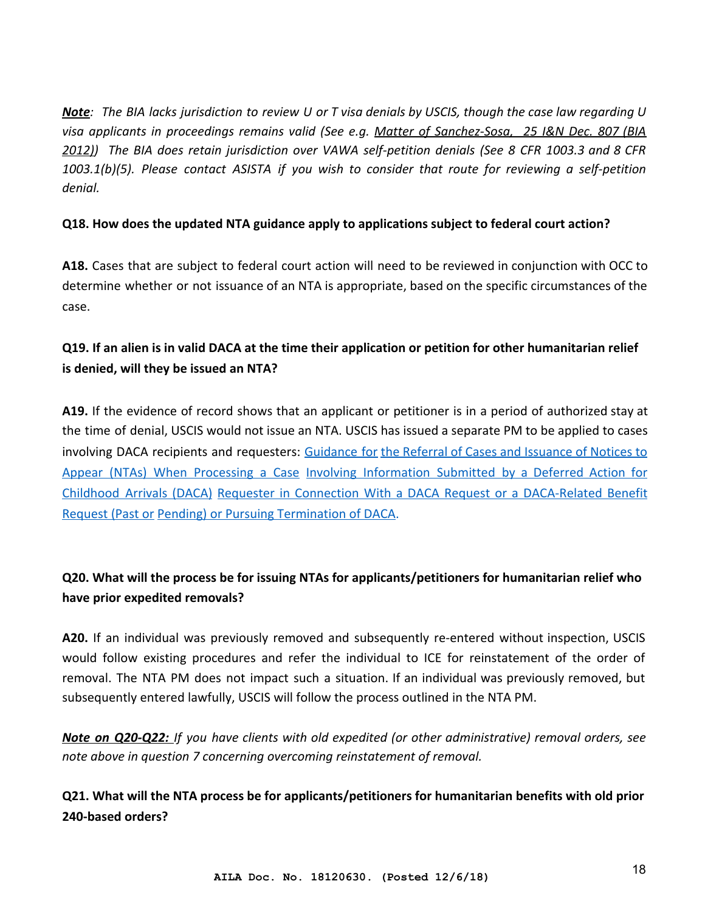***Note**: The BIA lacks jurisdiction to review U or T visa denials by USCIS, though the case law regarding U visa applicants in proceedings remains valid (See e.g. Matter of Sanchez-Sosa, 25 I&N Dec. 807 (BIA 2012)) The BIA does retain jurisdiction over VAWA self-petition denials (See 8 CFR 1003.3 and 8 CFR 1003.1(b)(5). Please contact ASISTA if you wish to consider that route for reviewing a self-petition denial.*

**Q18. How does the updated NTA guidance apply to applications subject to federal court action?**

**A18.** Cases that are subject to federal court action will need to be reviewed in conjunction with OCC to determine whether or not issuance of an NTA is appropriate, based on the specific circumstances of the case.

**Q19. If an alien is in valid DACA at the time their application or petition for other humanitarian relief is denied, will they be issued an NTA?**

**A19.** If the evidence of record shows that an applicant or petitioner is in a period of authorized stay at the time of denial, USCIS would not issue an NTA. USCIS has issued a separate PM to be applied to cases involving DACA recipients and requesters: Guidance for the Referral of Cases and Issuance of Notices to Appear (NTAs) When Processing a Case Involving Information Submitted by a Deferred Action for Childhood Arrivals (DACA) Requester in Connection With a DACA Request or a DACA-Related Benefit Request (Past or Pending) or Pursuing Termination of DACA.

**Q20. What will the process be for issuing NTAs for applicants/petitioners for humanitarian relief who have prior expedited removals?**

**A20.** If an individual was previously removed and subsequently re-entered without inspection, USCIS would follow existing procedures and refer the individual to ICE for reinstatement of the order of removal. The NTA PM does not impact such a situation. If an individual was previously removed, but subsequently entered lawfully, USCIS will follow the process outlined in the NTA PM.

***Note on Q20-Q22:** If you have clients with old expedited (or other administrative) removal orders, see note above in question 7 concerning overcoming reinstatement of removal.*

**Q21. What will the NTA process be for applicants/petitioners for humanitarian benefits with old prior 240-based orders?**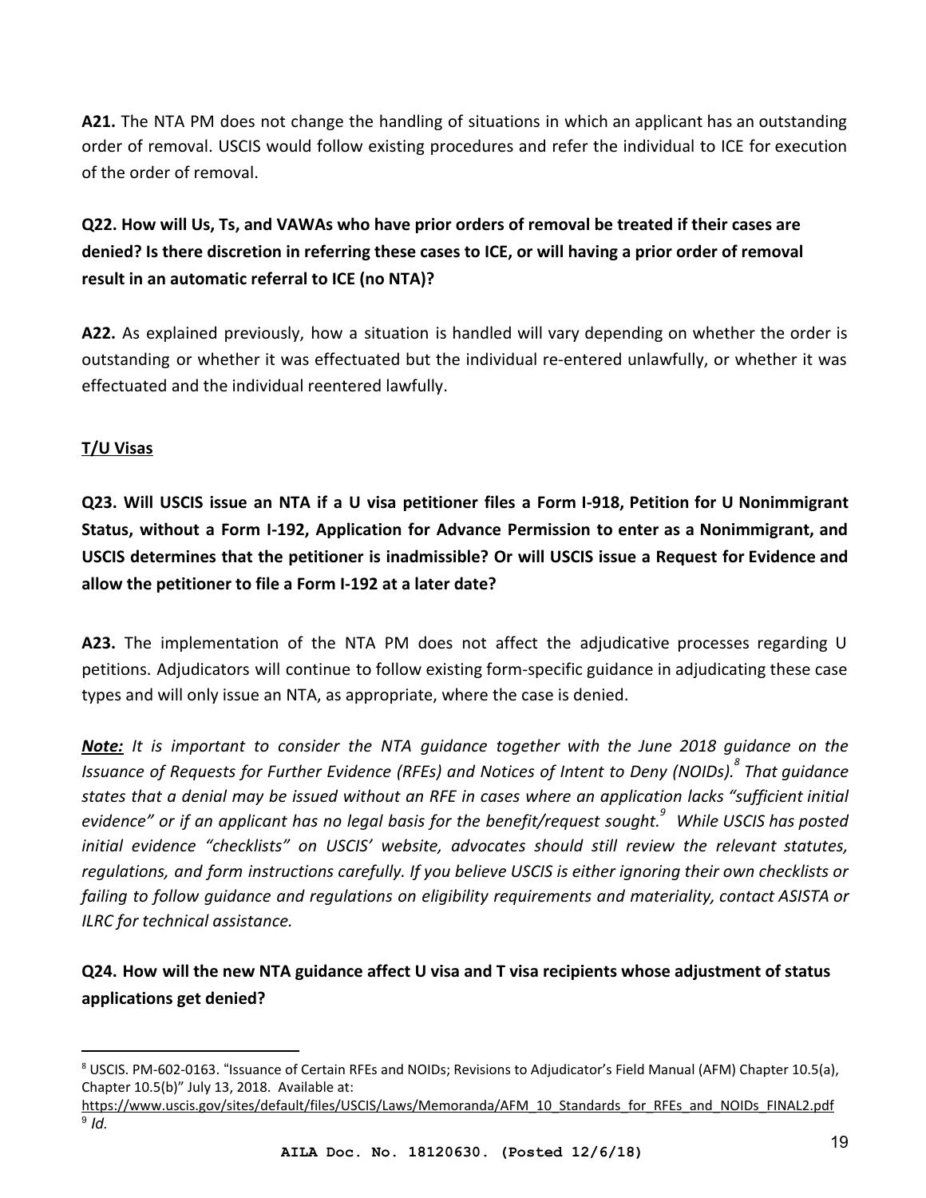**A21.** The NTA PM does not change the handling of situations in which an applicant has an outstanding order of removal. USCIS would follow existing procedures and refer the individual to ICE for execution of the order of removal.

**Q22. How will Us, Ts, and VAWAs who have prior orders of removal be treated if their cases are denied? Is there discretion in referring these cases to ICE, or will having a prior order of removal result in an automatic referral to ICE (no NTA)?**

**A22.** As explained previously, how a situation is handled will vary depending on whether the order is outstanding or whether it was effectuated but the individual re-entered unlawfully, or whether it was effectuated and the individual reentered lawfully.

**T/U Visas**

**Q23. Will USCIS issue an NTA if a U visa petitioner files a Form I-918, Petition for U Nonimmigrant Status, without a Form I-192, Application for Advance Permission to enter as a Nonimmigrant, and USCIS determines that the petitioner is inadmissible? Or will USCIS issue a Request for Evidence and allow the petitioner to file a Form I-192 at a later date?**

**A23.** The implementation of the NTA PM does not affect the adjudicative processes regarding U petitions. Adjudicators will continue to follow existing form-specific guidance in adjudicating these case types and will only issue an NTA, as appropriate, where the case is denied.

***Note:*** *It is important to consider the NTA guidance together with the June 2018 guidance on the Issuance of Requests for Further Evidence (RFEs) and Notices of Intent to Deny (NOIDs).*[8] *That guidance states that a denial may be issued without an RFE in cases where an application lacks "sufficient initial evidence" or if an applicant has no legal basis for the benefit/request sought.*[9] *While USCIS has posted initial evidence "checklists" on USCIS' website, advocates should still review the relevant statutes, regulations, and form instructions carefully. If you believe USCIS is either ignoring their own checklists or failing to follow guidance and regulations on eligibility requirements and materiality, contact ASISTA or ILRC for technical assistance.*

**Q24. How will the new NTA guidance affect U visa and T visa recipients whose adjustment of status applications get denied?**

---

[8] USCIS. PM-602-0163. "Issuance of Certain RFEs and NOIDs; Revisions to Adjudicator's Field Manual (AFM) Chapter 10.5(a), Chapter 10.5(b)" July 13, 2018. Available at: https://www.uscis.gov/sites/default/files/USCIS/Laws/Memoranda/AFM_10_Standards_for_RFEs_and_NOIDs_FINAL2.pdf

[9] *Id.*

**AILA Doc. No. 18120630. (Posted 12/6/18)**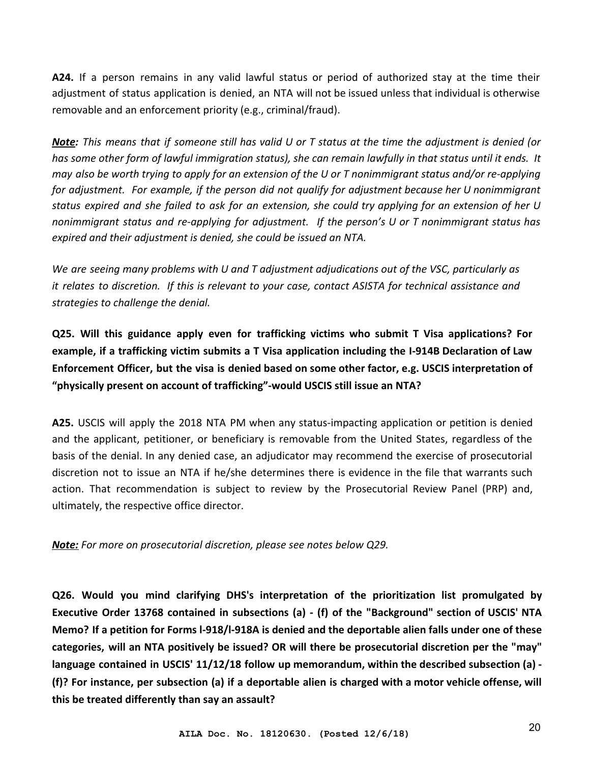**A24.** If a person remains in any valid lawful status or period of authorized stay at the time their adjustment of status application is denied, an NTA will not be issued unless that individual is otherwise removable and an enforcement priority (e.g., criminal/fraud).

***Note:*** *This means that if someone still has valid U or T status at the time the adjustment is denied (or has some other form of lawful immigration status), she can remain lawfully in that status until it ends. It may also be worth trying to apply for an extension of the U or T nonimmigrant status and/or re-applying for adjustment. For example, if the person did not qualify for adjustment because her U nonimmigrant status expired and she failed to ask for an extension, she could try applying for an extension of her U nonimmigrant status and re-applying for adjustment. If the person's U or T nonimmigrant status has expired and their adjustment is denied, she could be issued an NTA.*

*We are seeing many problems with U and T adjustment adjudications out of the VSC, particularly as it relates to discretion. If this is relevant to your case, contact ASISTA for technical assistance and strategies to challenge the denial.*

**Q25. Will this guidance apply even for trafficking victims who submit T Visa applications? For example, if a trafficking victim submits a T Visa application including the I-914B Declaration of Law Enforcement Officer, but the visa is denied based on some other factor, e.g. USCIS interpretation of "physically present on account of trafficking"-would USCIS still issue an NTA?**

**A25.** USCIS will apply the 2018 NTA PM when any status-impacting application or petition is denied and the applicant, petitioner, or beneficiary is removable from the United States, regardless of the basis of the denial. In any denied case, an adjudicator may recommend the exercise of prosecutorial discretion not to issue an NTA if he/she determines there is evidence in the file that warrants such action. That recommendation is subject to review by the Prosecutorial Review Panel (PRP) and, ultimately, the respective office director.

***Note:*** *For more on prosecutorial discretion, please see notes below Q29.*

**Q26. Would you mind clarifying DHS's interpretation of the prioritization list promulgated by Executive Order 13768 contained in subsections (a) - (f) of the "Background" section of USCIS' NTA Memo? If a petition for Forms I-918/I-918A is denied and the deportable alien falls under one of these categories, will an NTA positively be issued? OR will there be prosecutorial discretion per the "may" language contained in USCIS' 11/12/18 follow up memorandum, within the described subsection (a) - (f)? For instance, per subsection (a) if a deportable alien is charged with a motor vehicle offense, will this be treated differently than say an assault?**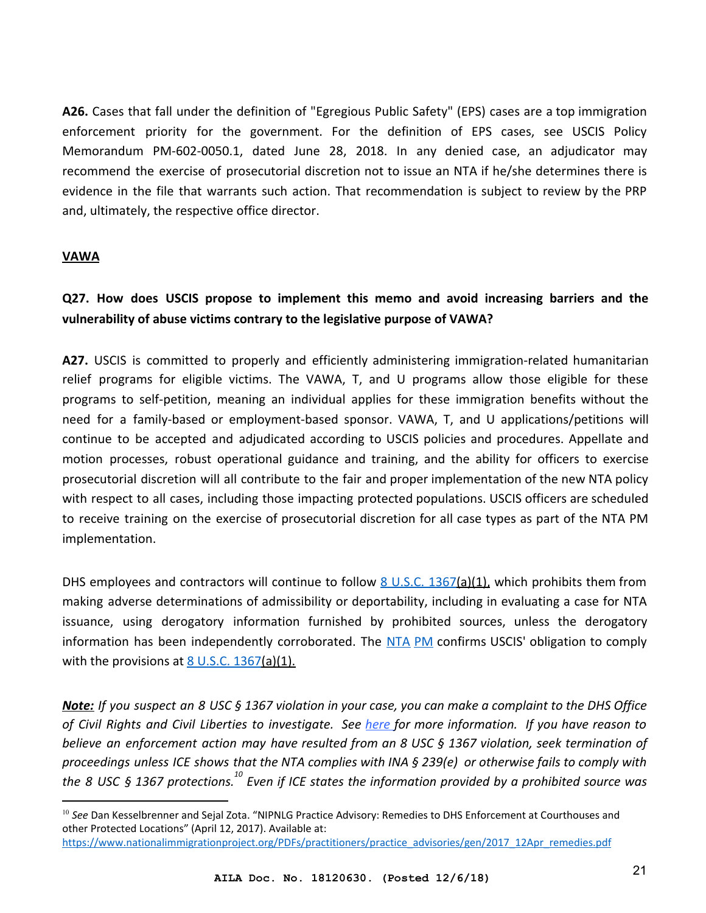**A26.** Cases that fall under the definition of "Egregious Public Safety" (EPS) cases are a top immigration enforcement priority for the government. For the definition of EPS cases, see USCIS Policy Memorandum PM-602-0050.1, dated June 28, 2018. In any denied case, an adjudicator may recommend the exercise of prosecutorial discretion not to issue an NTA if he/she determines there is evidence in the file that warrants such action. That recommendation is subject to review by the PRP and, ultimately, the respective office director.

## VAWA

**Q27. How does USCIS propose to implement this memo and avoid increasing barriers and the vulnerability of abuse victims contrary to the legislative purpose of VAWA?**

**A27.** USCIS is committed to properly and efficiently administering immigration-related humanitarian relief programs for eligible victims. The VAWA, T, and U programs allow those eligible for these programs to self-petition, meaning an individual applies for these immigration benefits without the need for a family-based or employment-based sponsor. VAWA, T, and U applications/petitions will continue to be accepted and adjudicated according to USCIS policies and procedures. Appellate and motion processes, robust operational guidance and training, and the ability for officers to exercise prosecutorial discretion will all contribute to the fair and proper implementation of the new NTA policy with respect to all cases, including those impacting protected populations. USCIS officers are scheduled to receive training on the exercise of prosecutorial discretion for all case types as part of the NTA PM implementation.

DHS employees and contractors will continue to follow 8 U.S.C. 1367(a)(1), which prohibits them from making adverse determinations of admissibility or deportability, including in evaluating a case for NTA issuance, using derogatory information furnished by prohibited sources, unless the derogatory information has been independently corroborated. The NTA PM confirms USCIS' obligation to comply with the provisions at 8 U.S.C. 1367(a)(1).

***Note:*** *If you suspect an 8 USC § 1367 violation in your case, you can make a complaint to the DHS Office of Civil Rights and Civil Liberties to investigate. See here for more information. If you have reason to believe an enforcement action may have resulted from an 8 USC § 1367 violation, seek termination of proceedings unless ICE shows that the NTA complies with INA § 239(e) or otherwise fails to comply with the 8 USC § 1367 protections.*[10] *Even if ICE states the information provided by a prohibited source was*

[10] *See* Dan Kesselbrenner and Sejal Zota. "NIPNLG Practice Advisory: Remedies to DHS Enforcement at Courthouses and other Protected Locations" (April 12, 2017). Available at: https://www.nationalimmigrationproject.org/PDFs/practitioners/practice_advisories/gen/2017_12Apr_remedies.pdf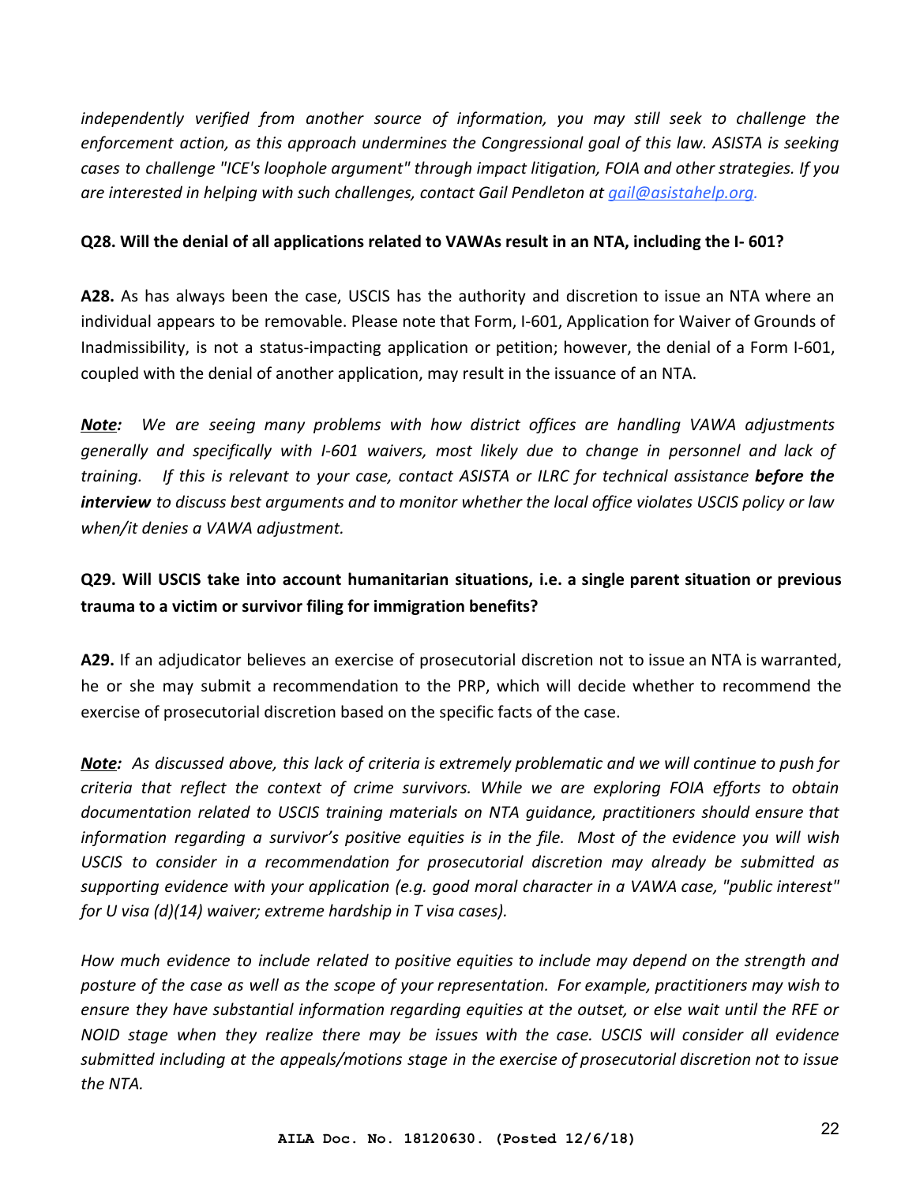*independently verified from another source of information, you may still seek to challenge the enforcement action, as this approach undermines the Congressional goal of this law. ASISTA is seeking cases to challenge "ICE's loophole argument" through impact litigation, FOIA and other strategies. If you are interested in helping with such challenges, contact Gail Pendleton at [gail@asistahelp.org.](mailto:gail@asistahelp.org)*

**Q28. Will the denial of all applications related to VAWAs result in an NTA, including the I- 601?**

**A28.** As has always been the case, USCIS has the authority and discretion to issue an NTA where an individual appears to be removable. Please note that Form, I-601, Application for Waiver of Grounds of Inadmissibility, is not a status-impacting application or petition; however, the denial of a Form I-601, coupled with the denial of another application, may result in the issuance of an NTA.

***Note:*** *We are seeing many problems with how district offices are handling VAWA adjustments generally and specifically with I-601 waivers, most likely due to change in personnel and lack of training. If this is relevant to your case, contact ASISTA or ILRC for technical assistance **before the interview** to discuss best arguments and to monitor whether the local office violates USCIS policy or law when/it denies a VAWA adjustment.*

**Q29. Will USCIS take into account humanitarian situations, i.e. a single parent situation or previous trauma to a victim or survivor filing for immigration benefits?**

**A29.** If an adjudicator believes an exercise of prosecutorial discretion not to issue an NTA is warranted, he or she may submit a recommendation to the PRP, which will decide whether to recommend the exercise of prosecutorial discretion based on the specific facts of the case.

***Note:*** *As discussed above, this lack of criteria is extremely problematic and we will continue to push for criteria that reflect the context of crime survivors. While we are exploring FOIA efforts to obtain documentation related to USCIS training materials on NTA guidance, practitioners should ensure that information regarding a survivor's positive equities is in the file. Most of the evidence you will wish USCIS to consider in a recommendation for prosecutorial discretion may already be submitted as supporting evidence with your application (e.g. good moral character in a VAWA case, "public interest" for U visa (d)(14) waiver; extreme hardship in T visa cases).*

*How much evidence to include related to positive equities to include may depend on the strength and posture of the case as well as the scope of your representation. For example, practitioners may wish to ensure they have substantial information regarding equities at the outset, or else wait until the RFE or NOID stage when they realize there may be issues with the case. USCIS will consider all evidence submitted including at the appeals/motions stage in the exercise of prosecutorial discretion not to issue the NTA.*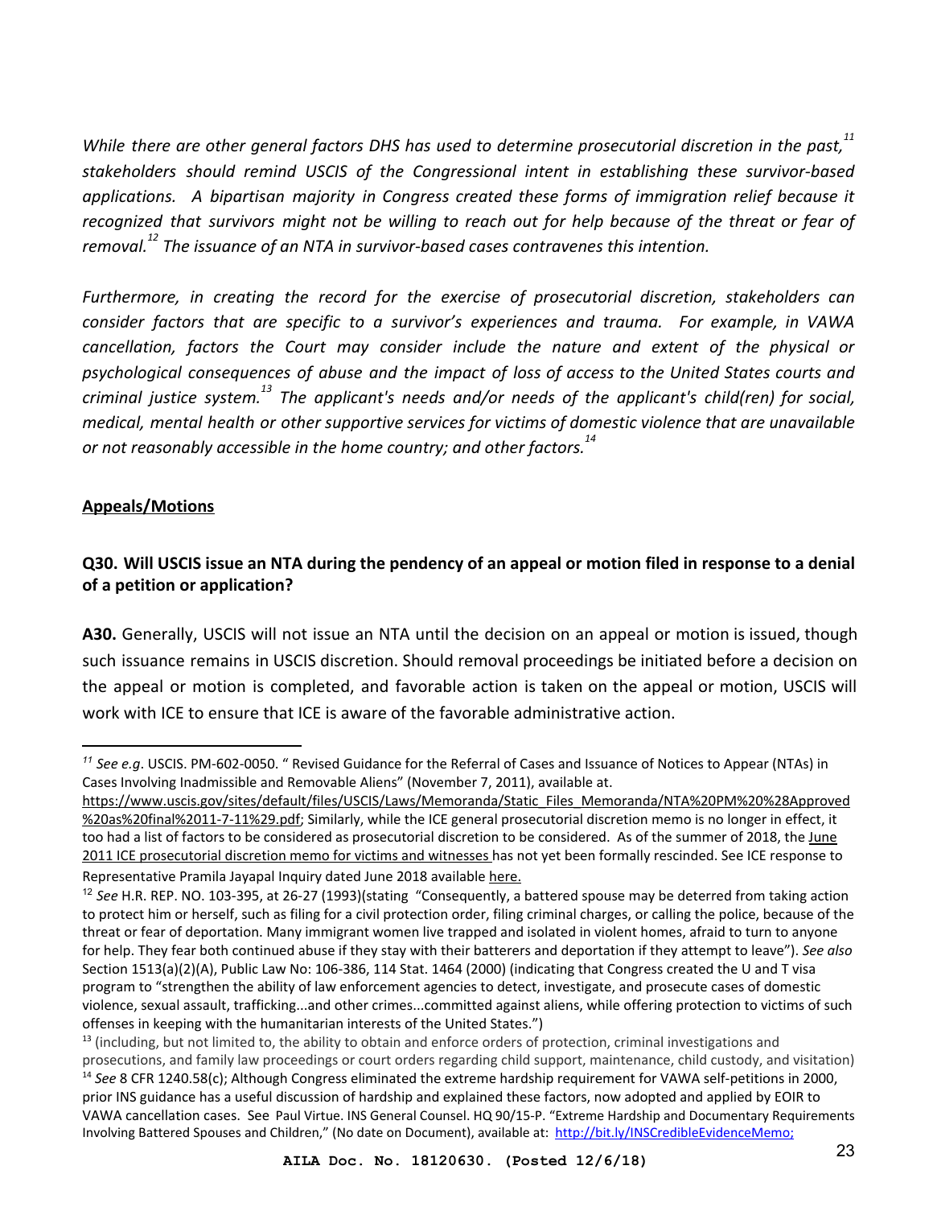*While there are other general factors DHS has used to determine prosecutorial discretion in the past,*[11] *stakeholders should remind USCIS of the Congressional intent in establishing these survivor-based applications. A bipartisan majority in Congress created these forms of immigration relief because it recognized that survivors might not be willing to reach out for help because of the threat or fear of removal.*[12] *The issuance of an NTA in survivor-based cases contravenes this intention.*

*Furthermore, in creating the record for the exercise of prosecutorial discretion, stakeholders can consider factors that are specific to a survivor's experiences and trauma. For example, in VAWA cancellation, factors the Court may consider include the nature and extent of the physical or psychological consequences of abuse and the impact of loss of access to the United States courts and criminal justice system.*[13] *The applicant's needs and/or needs of the applicant's child(ren) for social, medical, mental health or other supportive services for victims of domestic violence that are unavailable or not reasonably accessible in the home country; and other factors.*[14]

**Appeals/Motions**

**Q30. Will USCIS issue an NTA during the pendency of an appeal or motion filed in response to a denial of a petition or application?**

**A30.** Generally, USCIS will not issue an NTA until the decision on an appeal or motion is issued, though such issuance remains in USCIS discretion. Should removal proceedings be initiated before a decision on the appeal or motion is completed, and favorable action is taken on the appeal or motion, USCIS will work with ICE to ensure that ICE is aware of the favorable administrative action.

---

[11] *See e.g*. USCIS. PM-602-0050. " Revised Guidance for the Referral of Cases and Issuance of Notices to Appear (NTAs) in Cases Involving Inadmissible and Removable Aliens" (November 7, 2011), available at. https://www.uscis.gov/sites/default/files/USCIS/Laws/Memoranda/Static_Files_Memoranda/NTA%20PM%20%28Approved%20as%20final%2011-7-11%29.pdf; Similarly, while the ICE general prosecutorial discretion memo is no longer in effect, it too had a list of factors to be considered as prosecutorial discretion to be considered. As of the summer of 2018, the June 2011 ICE prosecutorial discretion memo for victims and witnesses has not yet been formally rescinded. See ICE response to Representative Pramila Jayapal Inquiry dated June 2018 available here.

[12] *See* H.R. REP. NO. 103-395, at 26-27 (1993)(stating "Consequently, a battered spouse may be deterred from taking action to protect him or herself, such as filing for a civil protection order, filing criminal charges, or calling the police, because of the threat or fear of deportation. Many immigrant women live trapped and isolated in violent homes, afraid to turn to anyone for help. They fear both continued abuse if they stay with their batterers and deportation if they attempt to leave"). *See also* Section 1513(a)(2)(A), Public Law No: 106-386, 114 Stat. 1464 (2000) (indicating that Congress created the U and T visa program to "strengthen the ability of law enforcement agencies to detect, investigate, and prosecute cases of domestic violence, sexual assault, trafficking...and other crimes...committed against aliens, while offering protection to victims of such offenses in keeping with the humanitarian interests of the United States.")

[13] (including, but not limited to, the ability to obtain and enforce orders of protection, criminal investigations and prosecutions, and family law proceedings or court orders regarding child support, maintenance, child custody, and visitation)

[14] *See* 8 CFR 1240.58(c); Although Congress eliminated the extreme hardship requirement for VAWA self-petitions in 2000, prior INS guidance has a useful discussion of hardship and explained these factors, now adopted and applied by EOIR to VAWA cancellation cases. See Paul Virtue. INS General Counsel. HQ 90/15-P. "Extreme Hardship and Documentary Requirements Involving Battered Spouses and Children," (No date on Document), available at: http://bit.ly/INSCredibleEvidenceMemo;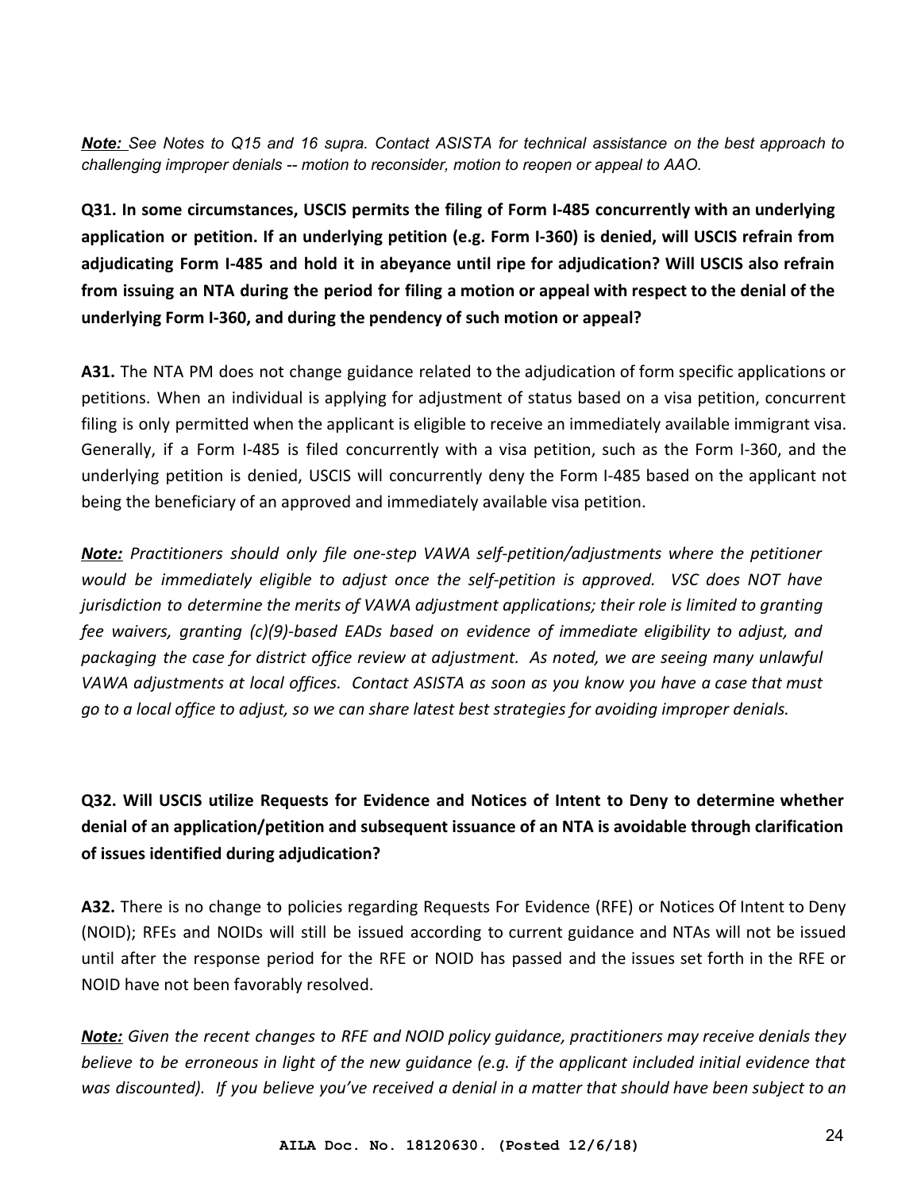***Note:*** *See Notes to Q15 and 16 supra. Contact ASISTA for technical assistance on the best approach to challenging improper denials -- motion to reconsider, motion to reopen or appeal to AAO.*

**Q31. In some circumstances, USCIS permits the filing of Form I-485 concurrently with an underlying application or petition. If an underlying petition (e.g. Form I-360) is denied, will USCIS refrain from adjudicating Form I-485 and hold it in abeyance until ripe for adjudication? Will USCIS also refrain from issuing an NTA during the period for filing a motion or appeal with respect to the denial of the underlying Form I-360, and during the pendency of such motion or appeal?**

**A31.** The NTA PM does not change guidance related to the adjudication of form specific applications or petitions. When an individual is applying for adjustment of status based on a visa petition, concurrent filing is only permitted when the applicant is eligible to receive an immediately available immigrant visa. Generally, if a Form I-485 is filed concurrently with a visa petition, such as the Form I-360, and the underlying petition is denied, USCIS will concurrently deny the Form I-485 based on the applicant not being the beneficiary of an approved and immediately available visa petition.

***Note:*** *Practitioners should only file one-step VAWA self-petition/adjustments where the petitioner would be immediately eligible to adjust once the self-petition is approved. VSC does NOT have jurisdiction to determine the merits of VAWA adjustment applications; their role is limited to granting fee waivers, granting (c)(9)-based EADs based on evidence of immediate eligibility to adjust, and packaging the case for district office review at adjustment. As noted, we are seeing many unlawful VAWA adjustments at local offices. Contact ASISTA as soon as you know you have a case that must go to a local office to adjust, so we can share latest best strategies for avoiding improper denials.*

**Q32. Will USCIS utilize Requests for Evidence and Notices of Intent to Deny to determine whether denial of an application/petition and subsequent issuance of an NTA is avoidable through clarification of issues identified during adjudication?**

**A32.** There is no change to policies regarding Requests For Evidence (RFE) or Notices Of Intent to Deny (NOID); RFEs and NOIDs will still be issued according to current guidance and NTAs will not be issued until after the response period for the RFE or NOID has passed and the issues set forth in the RFE or NOID have not been favorably resolved.

***Note:*** *Given the recent changes to RFE and NOID policy guidance, practitioners may receive denials they believe to be erroneous in light of the new guidance (e.g. if the applicant included initial evidence that was discounted). If you believe you've received a denial in a matter that should have been subject to an*

AILA Doc. No. 18120630. (Posted 12/6/18)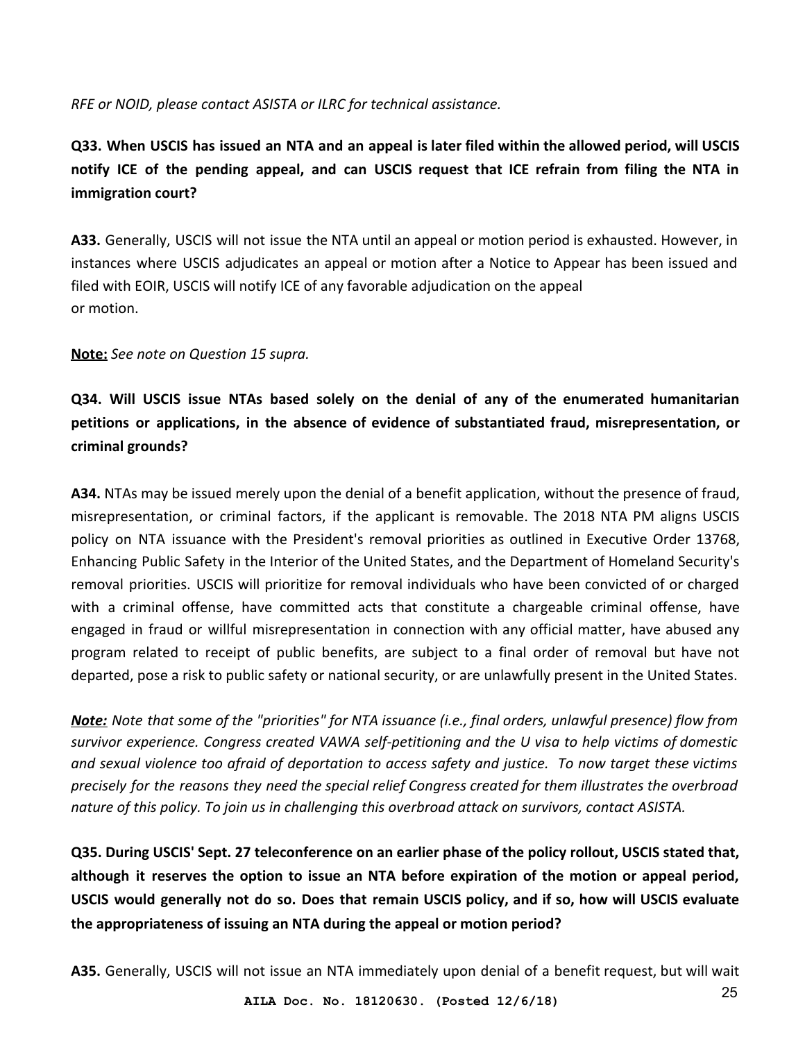*RFE or NOID, please contact ASISTA or ILRC for technical assistance.*

**Q33. When USCIS has issued an NTA and an appeal is later filed within the allowed period, will USCIS notify ICE of the pending appeal, and can USCIS request that ICE refrain from filing the NTA in immigration court?**

**A33.** Generally, USCIS will not issue the NTA until an appeal or motion period is exhausted. However, in instances where USCIS adjudicates an appeal or motion after a Notice to Appear has been issued and filed with EOIR, USCIS will notify ICE of any favorable adjudication on the appeal or motion.

**Note:** *See note on Question 15 supra.*

**Q34. Will USCIS issue NTAs based solely on the denial of any of the enumerated humanitarian petitions or applications, in the absence of evidence of substantiated fraud, misrepresentation, or criminal grounds?**

**A34.** NTAs may be issued merely upon the denial of a benefit application, without the presence of fraud, misrepresentation, or criminal factors, if the applicant is removable. The 2018 NTA PM aligns USCIS policy on NTA issuance with the President's removal priorities as outlined in Executive Order 13768, Enhancing Public Safety in the Interior of the United States, and the Department of Homeland Security's removal priorities. USCIS will prioritize for removal individuals who have been convicted of or charged with a criminal offense, have committed acts that constitute a chargeable criminal offense, have engaged in fraud or willful misrepresentation in connection with any official matter, have abused any program related to receipt of public benefits, are subject to a final order of removal but have not departed, pose a risk to public safety or national security, or are unlawfully present in the United States.

***Note:*** *Note that some of the "priorities" for NTA issuance (i.e., final orders, unlawful presence) flow from survivor experience. Congress created VAWA self-petitioning and the U visa to help victims of domestic and sexual violence too afraid of deportation to access safety and justice. To now target these victims precisely for the reasons they need the special relief Congress created for them illustrates the overbroad nature of this policy. To join us in challenging this overbroad attack on survivors, contact ASISTA.*

**Q35. During USCIS' Sept. 27 teleconference on an earlier phase of the policy rollout, USCIS stated that, although it reserves the option to issue an NTA before expiration of the motion or appeal period, USCIS would generally not do so. Does that remain USCIS policy, and if so, how will USCIS evaluate the appropriateness of issuing an NTA during the appeal or motion period?**

**A35.** Generally, USCIS will not issue an NTA immediately upon denial of a benefit request, but will wait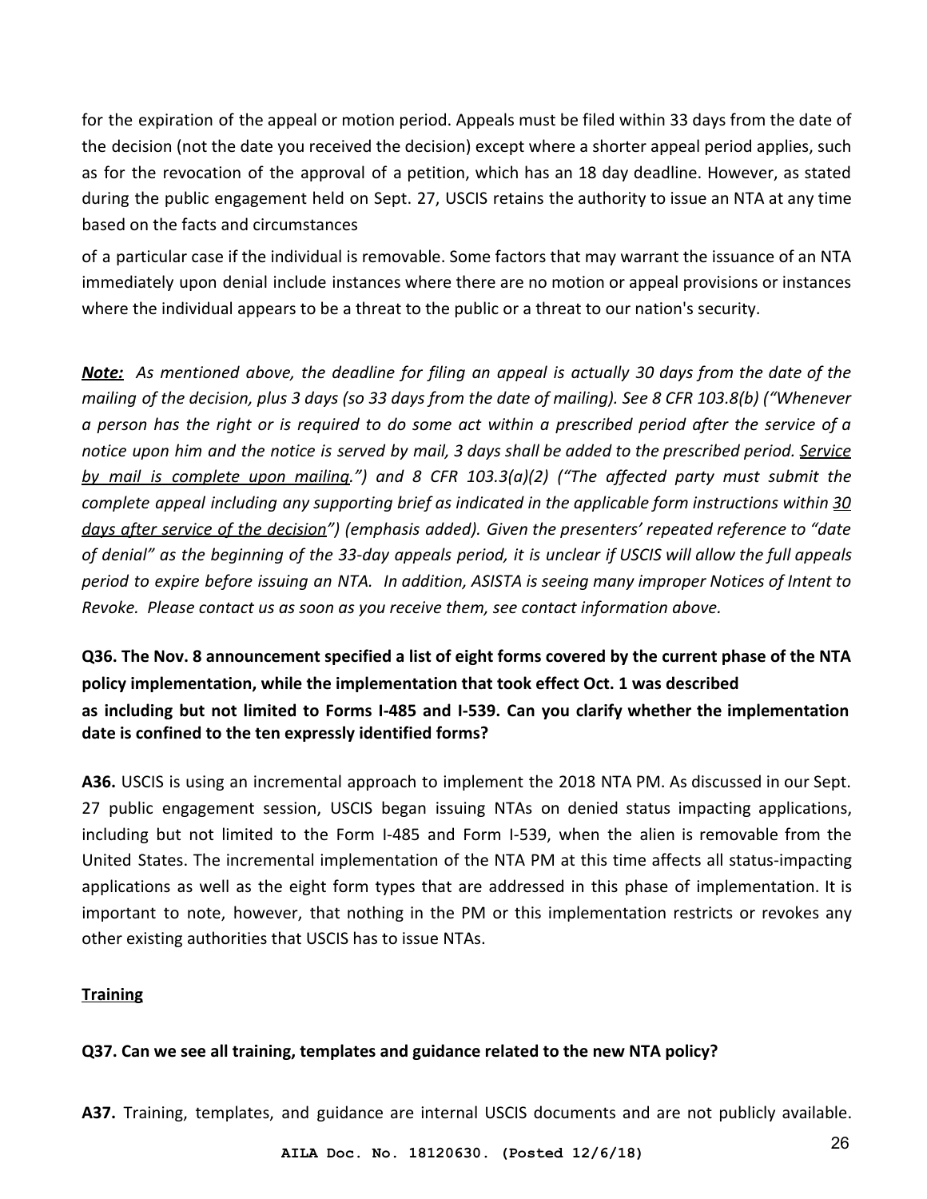for the expiration of the appeal or motion period. Appeals must be filed within 33 days from the date of the decision (not the date you received the decision) except where a shorter appeal period applies, such as for the revocation of the approval of a petition, which has an 18 day deadline. However, as stated during the public engagement held on Sept. 27, USCIS retains the authority to issue an NTA at any time based on the facts and circumstances of a particular case if the individual is removable. Some factors that may warrant the issuance of an NTA immediately upon denial include instances where there are no motion or appeal provisions or instances where the individual appears to be a threat to the public or a threat to our nation's security.

***<u>Note:</u>*** *As mentioned above, the deadline for filing an appeal is actually 30 days from the date of the mailing of the decision, plus 3 days (so 33 days from the date of mailing). See 8 CFR 103.8(b) ("Whenever a person has the right or is required to do some act within a prescribed period after the service of a notice upon him and the notice is served by mail, 3 days shall be added to the prescribed period. <u>Service by mail is complete upon mailing</u>.") and 8 CFR 103.3(a)(2) ("The affected party must submit the complete appeal including any supporting brief as indicated in the applicable form instructions within <u>30 days after service of the decision</u>") (emphasis added). Given the presenters' repeated reference to "date of denial" as the beginning of the 33-day appeals period, it is unclear if USCIS will allow the full appeals period to expire before issuing an NTA. In addition, ASISTA is seeing many improper Notices of Intent to Revoke. Please contact us as soon as you receive them, see contact information above.*

**Q36. The Nov. 8 announcement specified a list of eight forms covered by the current phase of the NTA policy implementation, while the implementation that took effect Oct. 1 was described as including but not limited to Forms I-485 and I-539. Can you clarify whether the implementation date is confined to the ten expressly identified forms?**

**A36.** USCIS is using an incremental approach to implement the 2018 NTA PM. As discussed in our Sept. 27 public engagement session, USCIS began issuing NTAs on denied status impacting applications, including but not limited to the Form I-485 and Form I-539, when the alien is removable from the United States. The incremental implementation of the NTA PM at this time affects all status-impacting applications as well as the eight form types that are addressed in this phase of implementation. It is important to note, however, that nothing in the PM or this implementation restricts or revokes any other existing authorities that USCIS has to issue NTAs.

**<u>Training</u>**

**Q37. Can we see all training, templates and guidance related to the new NTA policy?**

**A37.** Training, templates, and guidance are internal USCIS documents and are not publicly available.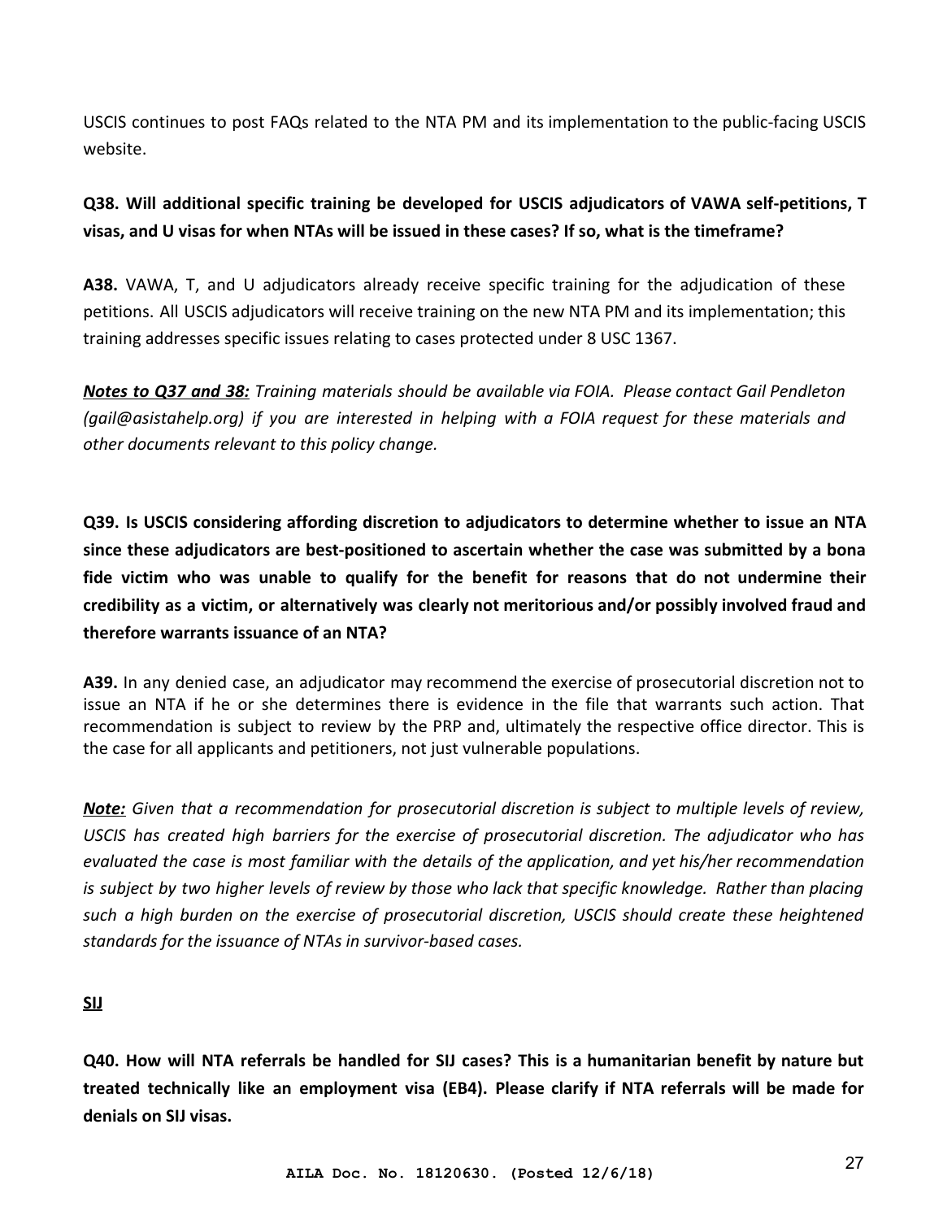USCIS continues to post FAQs related to the NTA PM and its implementation to the public-facing USCIS website.

**Q38. Will additional specific training be developed for USCIS adjudicators of VAWA self-petitions, T visas, and U visas for when NTAs will be issued in these cases? If so, what is the timeframe?**

**A38.** VAWA, T, and U adjudicators already receive specific training for the adjudication of these petitions. All USCIS adjudicators will receive training on the new NTA PM and its implementation; this training addresses specific issues relating to cases protected under 8 USC 1367.

***Notes to Q37 and 38:*** *Training materials should be available via FOIA. Please contact Gail Pendleton (gail@asistahelp.org) if you are interested in helping with a FOIA request for these materials and other documents relevant to this policy change.*

**Q39. Is USCIS considering affording discretion to adjudicators to determine whether to issue an NTA since these adjudicators are best-positioned to ascertain whether the case was submitted by a bona fide victim who was unable to qualify for the benefit for reasons that do not undermine their credibility as a victim, or alternatively was clearly not meritorious and/or possibly involved fraud and therefore warrants issuance of an NTA?**

**A39.** In any denied case, an adjudicator may recommend the exercise of prosecutorial discretion not to issue an NTA if he or she determines there is evidence in the file that warrants such action. That recommendation is subject to review by the PRP and, ultimately the respective office director. This is the case for all applicants and petitioners, not just vulnerable populations.

***Note:*** *Given that a recommendation for prosecutorial discretion is subject to multiple levels of review, USCIS has created high barriers for the exercise of prosecutorial discretion. The adjudicator who has evaluated the case is most familiar with the details of the application, and yet his/her recommendation is subject by two higher levels of review by those who lack that specific knowledge. Rather than placing such a high burden on the exercise of prosecutorial discretion, USCIS should create these heightened standards for the issuance of NTAs in survivor-based cases.*

**SIJ**

**Q40. How will NTA referrals be handled for SIJ cases? This is a humanitarian benefit by nature but treated technically like an employment visa (EB4). Please clarify if NTA referrals will be made for denials on SIJ visas.**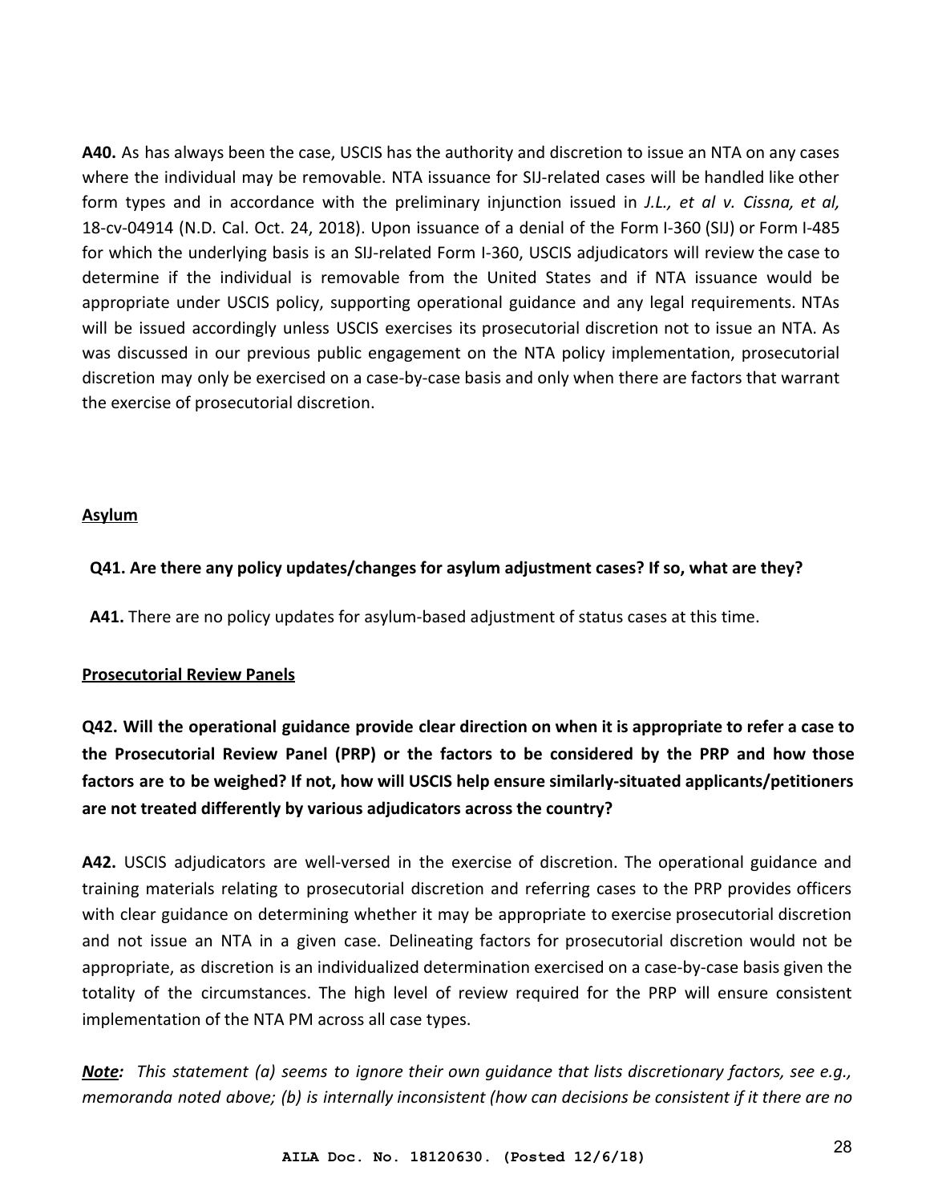**A40.** As has always been the case, USCIS has the authority and discretion to issue an NTA on any cases where the individual may be removable. NTA issuance for SIJ-related cases will be handled like other form types and in accordance with the preliminary injunction issued in *J.L., et al v. Cissna, et al,* 18-cv-04914 (N.D. Cal. Oct. 24, 2018). Upon issuance of a denial of the Form I-360 (SIJ) or Form I-485 for which the underlying basis is an SIJ-related Form I-360, USCIS adjudicators will review the case to determine if the individual is removable from the United States and if NTA issuance would be appropriate under USCIS policy, supporting operational guidance and any legal requirements. NTAs will be issued accordingly unless USCIS exercises its prosecutorial discretion not to issue an NTA. As was discussed in our previous public engagement on the NTA policy implementation, prosecutorial discretion may only be exercised on a case-by-case basis and only when there are factors that warrant the exercise of prosecutorial discretion.

## Asylum

**Q41. Are there any policy updates/changes for asylum adjustment cases? If so, what are they?**

**A41.** There are no policy updates for asylum-based adjustment of status cases at this time.

## Prosecutorial Review Panels

**Q42. Will the operational guidance provide clear direction on when it is appropriate to refer a case to the Prosecutorial Review Panel (PRP) or the factors to be considered by the PRP and how those factors are to be weighed? If not, how will USCIS help ensure similarly-situated applicants/petitioners are not treated differently by various adjudicators across the country?**

**A42.** USCIS adjudicators are well-versed in the exercise of discretion. The operational guidance and training materials relating to prosecutorial discretion and referring cases to the PRP provides officers with clear guidance on determining whether it may be appropriate to exercise prosecutorial discretion and not issue an NTA in a given case. Delineating factors for prosecutorial discretion would not be appropriate, as discretion is an individualized determination exercised on a case-by-case basis given the totality of the circumstances. The high level of review required for the PRP will ensure consistent implementation of the NTA PM across all case types.

***Note:*** *This statement (a) seems to ignore their own guidance that lists discretionary factors, see e.g., memoranda noted above; (b) is internally inconsistent (how can decisions be consistent if it there are no*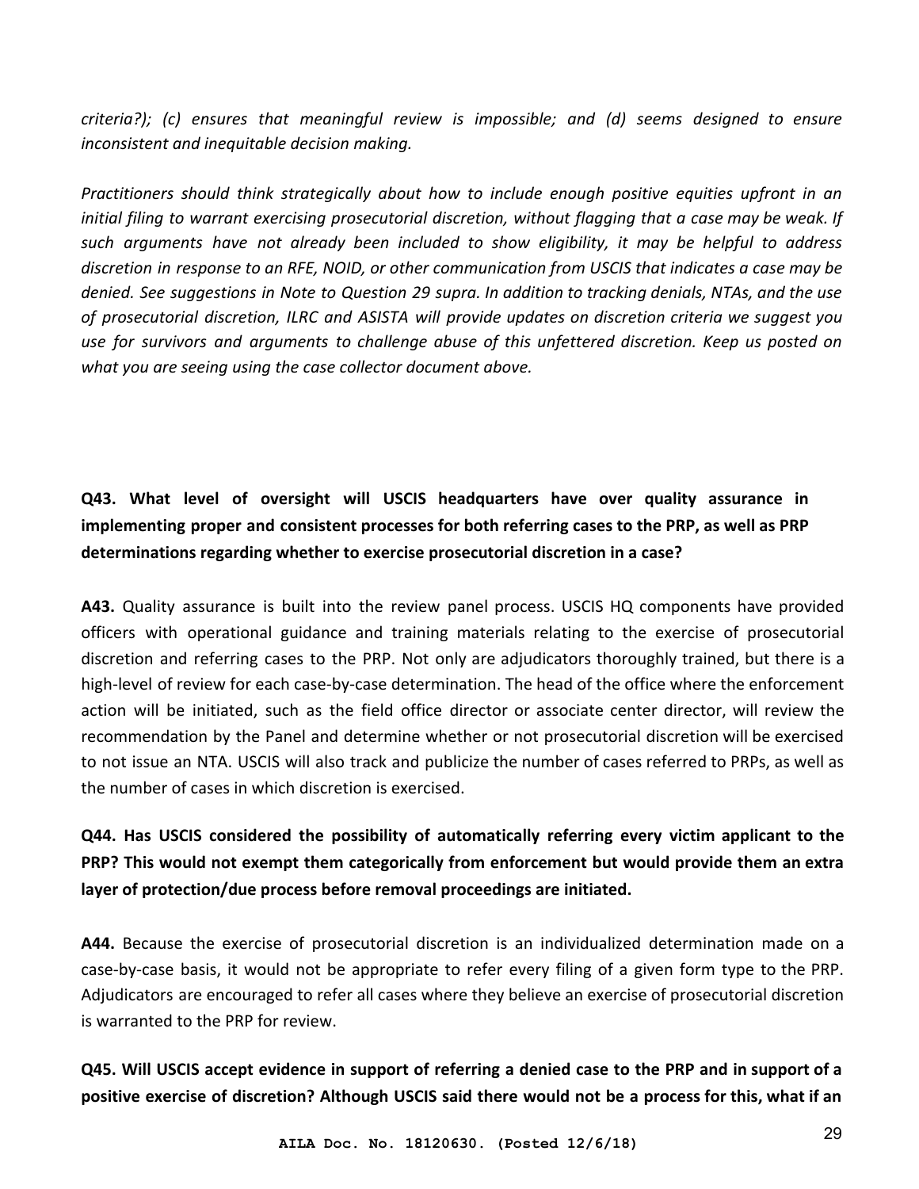*criteria?); (c) ensures that meaningful review is impossible; and (d) seems designed to ensure inconsistent and inequitable decision making.*

*Practitioners should think strategically about how to include enough positive equities upfront in an initial filing to warrant exercising prosecutorial discretion, without flagging that a case may be weak. If such arguments have not already been included to show eligibility, it may be helpful to address discretion in response to an RFE, NOID, or other communication from USCIS that indicates a case may be denied. See suggestions in Note to Question 29 supra. In addition to tracking denials, NTAs, and the use of prosecutorial discretion, ILRC and ASISTA will provide updates on discretion criteria we suggest you use for survivors and arguments to challenge abuse of this unfettered discretion. Keep us posted on what you are seeing using the case collector document above.*

**Q43. What level of oversight will USCIS headquarters have over quality assurance in implementing proper and consistent processes for both referring cases to the PRP, as well as PRP determinations regarding whether to exercise prosecutorial discretion in a case?**

**A43.** Quality assurance is built into the review panel process. USCIS HQ components have provided officers with operational guidance and training materials relating to the exercise of prosecutorial discretion and referring cases to the PRP. Not only are adjudicators thoroughly trained, but there is a high-level of review for each case-by-case determination. The head of the office where the enforcement action will be initiated, such as the field office director or associate center director, will review the recommendation by the Panel and determine whether or not prosecutorial discretion will be exercised to not issue an NTA. USCIS will also track and publicize the number of cases referred to PRPs, as well as the number of cases in which discretion is exercised.

**Q44. Has USCIS considered the possibility of automatically referring every victim applicant to the PRP? This would not exempt them categorically from enforcement but would provide them an extra layer of protection/due process before removal proceedings are initiated.**

**A44.** Because the exercise of prosecutorial discretion is an individualized determination made on a case-by-case basis, it would not be appropriate to refer every filing of a given form type to the PRP. Adjudicators are encouraged to refer all cases where they believe an exercise of prosecutorial discretion is warranted to the PRP for review.

**Q45. Will USCIS accept evidence in support of referring a denied case to the PRP and in support of a positive exercise of discretion? Although USCIS said there would not be a process for this, what if an**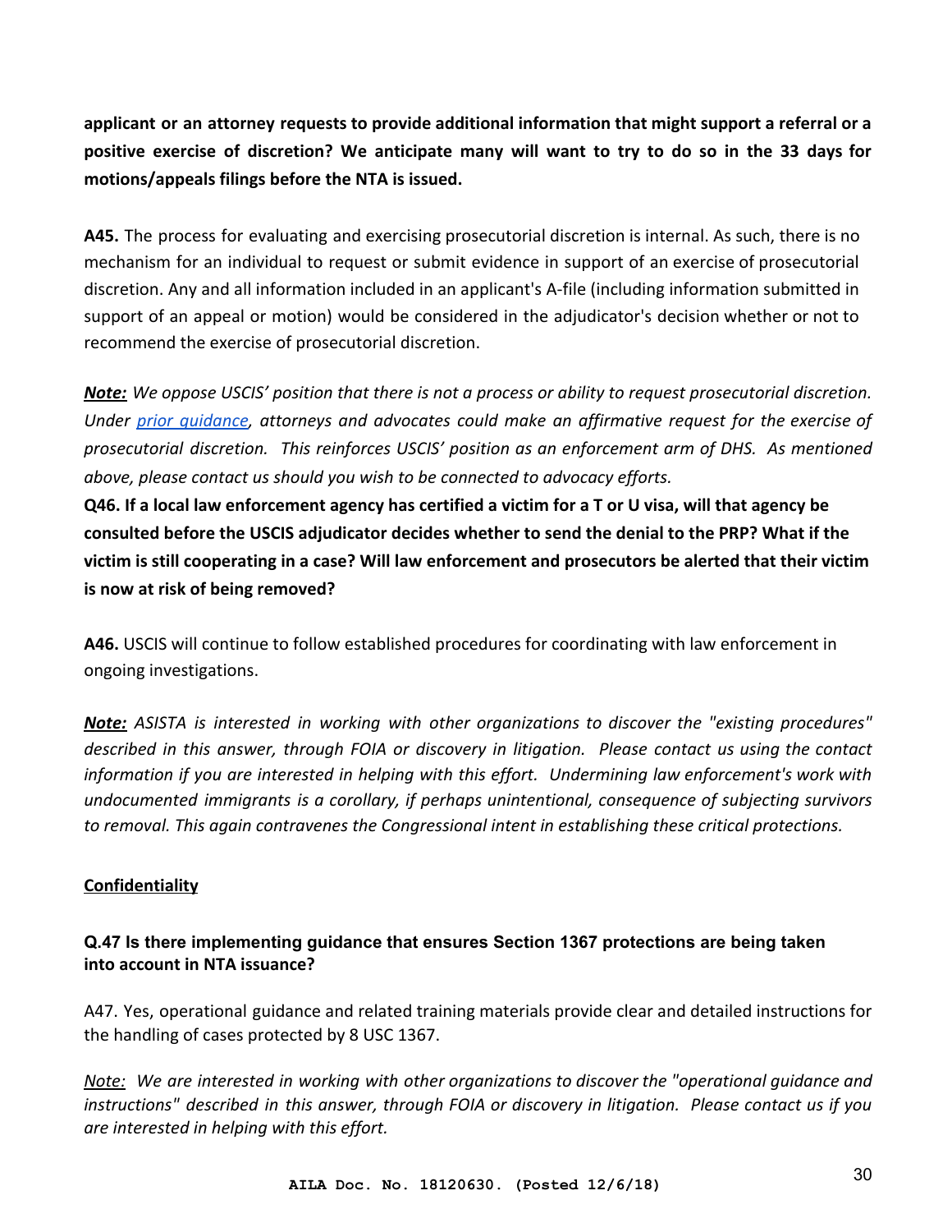**applicant or an attorney requests to provide additional information that might support a referral or a positive exercise of discretion? We anticipate many will want to try to do so in the 33 days for motions/appeals filings before the NTA is issued.**

**A45.** The process for evaluating and exercising prosecutorial discretion is internal. As such, there is no mechanism for an individual to request or submit evidence in support of an exercise of prosecutorial discretion. Any and all information included in an applicant's A-file (including information submitted in support of an appeal or motion) would be considered in the adjudicator's decision whether or not to recommend the exercise of prosecutorial discretion.

***Note:*** *We oppose USCIS' position that there is not a process or ability to request prosecutorial discretion. Under prior guidance, attorneys and advocates could make an affirmative request for the exercise of prosecutorial discretion. This reinforces USCIS' position as an enforcement arm of DHS. As mentioned above, please contact us should you wish to be connected to advocacy efforts.*

**Q46. If a local law enforcement agency has certified a victim for a T or U visa, will that agency be consulted before the USCIS adjudicator decides whether to send the denial to the PRP? What if the victim is still cooperating in a case? Will law enforcement and prosecutors be alerted that their victim is now at risk of being removed?**

**A46.** USCIS will continue to follow established procedures for coordinating with law enforcement in ongoing investigations.

***Note:*** *ASISTA is interested in working with other organizations to discover the "existing procedures" described in this answer, through FOIA or discovery in litigation. Please contact us using the contact information if you are interested in helping with this effort. Undermining law enforcement's work with undocumented immigrants is a corollary, if perhaps unintentional, consequence of subjecting survivors to removal. This again contravenes the Congressional intent in establishing these critical protections.*

## Confidentiality

**Q.47 Is there implementing guidance that ensures Section 1367 protections are being taken into account in NTA issuance?**

A47. Yes, operational guidance and related training materials provide clear and detailed instructions for the handling of cases protected by 8 USC 1367.

*Note: We are interested in working with other organizations to discover the "operational guidance and instructions" described in this answer, through FOIA or discovery in litigation. Please contact us if you are interested in helping with this effort.*

**AILA Doc. No. 18120630. (Posted 12/6/18)**